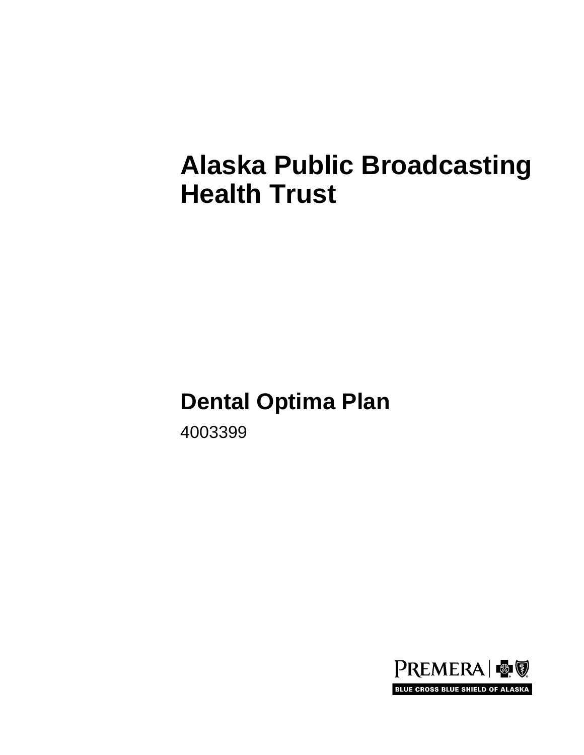# Alaska Public Broadcasting Health Trust

## Dental Optima Plan

4003399

PREMERA | BLUE CROSS BLUE SHIELD OF ALASKA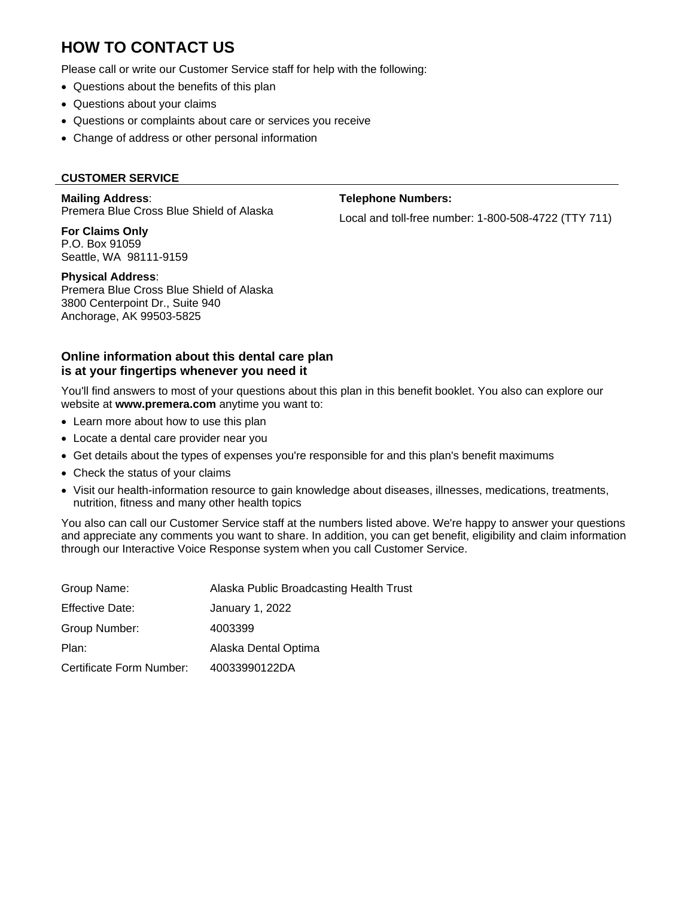# HOW TO CONTACT US

Please call or write our Customer Service staff for help with the following:

- Questions about the benefits of this plan
- Questions about your claims
- Questions or complaints about care or services you receive
- Change of address or other personal information

### CUSTOMER SERVICE

**Mailing Address**:
Premera Blue Cross Blue Shield of Alaska

**For Claims Only**
P.O. Box 91059
Seattle, WA 98111-9159

**Physical Address**:
Premera Blue Cross Blue Shield of Alaska
3800 Centerpoint Dr., Suite 940
Anchorage, AK 99503-5825

**Telephone Numbers:**

Local and toll-free number: 1-800-508-4722 (TTY 711)

### Online information about this dental care plan is at your fingertips whenever you need it

You'll find answers to most of your questions about this plan in this benefit booklet. You also can explore our website at **www.premera.com** anytime you want to:

- Learn more about how to use this plan
- Locate a dental care provider near you
- Get details about the types of expenses you're responsible for and this plan's benefit maximums
- Check the status of your claims
- Visit our health-information resource to gain knowledge about diseases, illnesses, medications, treatments, nutrition, fitness and many other health topics

You also can call our Customer Service staff at the numbers listed above. We're happy to answer your questions and appreciate any comments you want to share. In addition, you can get benefit, eligibility and claim information through our Interactive Voice Response system when you call Customer Service.

| | |
|---|---|
| Group Name: | Alaska Public Broadcasting Health Trust |
| Effective Date: | January 1, 2022 |
| Group Number: | 4003399 |
| Plan: | Alaska Dental Optima |
| Certificate Form Number: | 40033990122DA |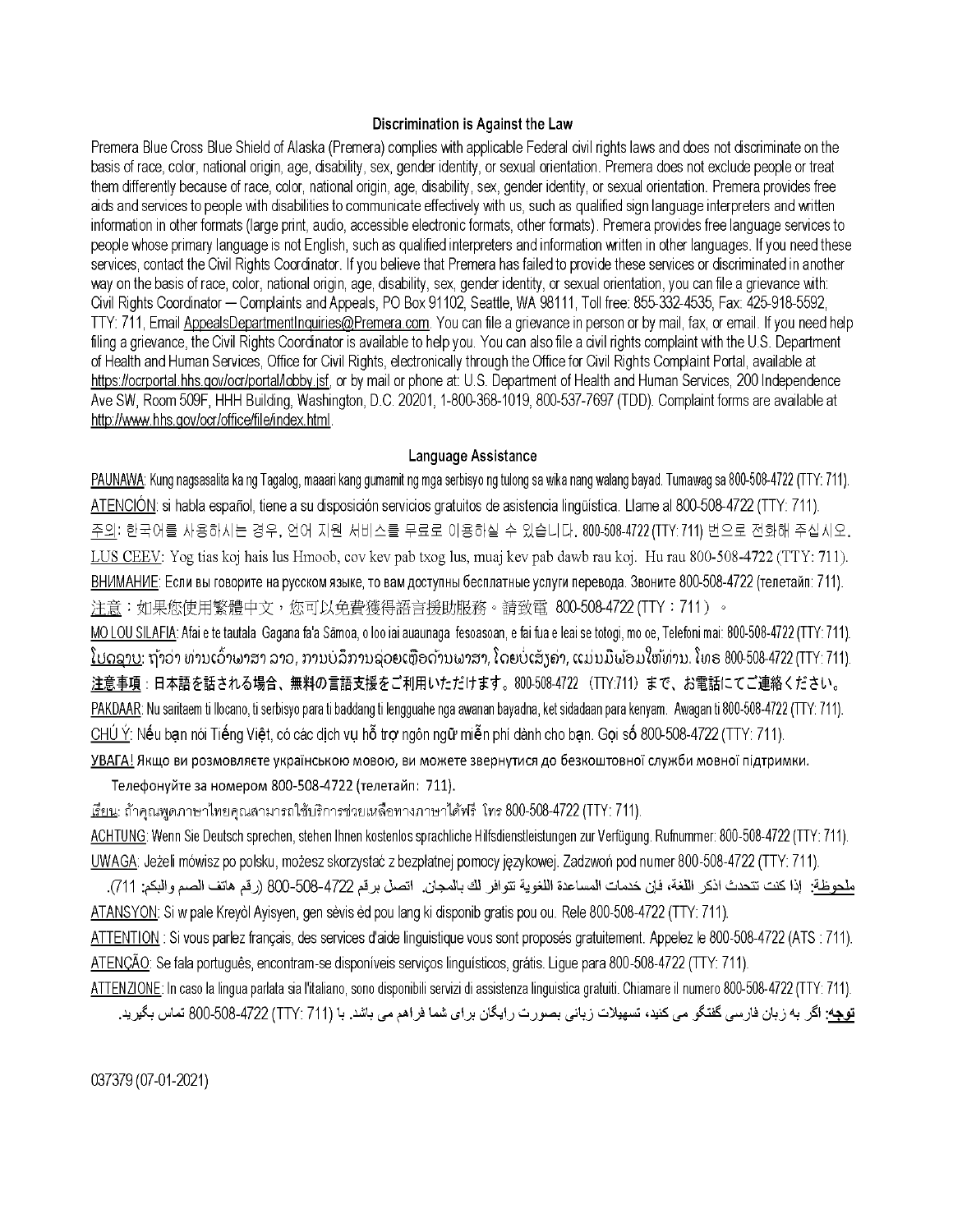## Discrimination is Against the Law

Premera Blue Cross Blue Shield of Alaska (Premera) complies with applicable Federal civil rights laws and does not discriminate on the basis of race, color, national origin, age, disability, sex, gender identity, or sexual orientation. Premera does not exclude people or treat them differently because of race, color, national origin, age, disability, sex, gender identity, or sexual orientation. Premera provides free aids and services to people with disabilities to communicate effectively with us, such as qualified sign language interpreters and written information in other formats (large print, audio, accessible electronic formats, other formats). Premera provides free language services to people whose primary language is not English, such as qualified interpreters and information written in other languages. If you need these services, contact the Civil Rights Coordinator. If you believe that Premera has failed to provide these services or discriminated in another way on the basis of race, color, national origin, age, disability, sex, gender identity, or sexual orientation, you can file a grievance with: Civil Rights Coordinator ─ Complaints and Appeals, PO Box 91102, Seattle, WA 98111, Toll free: 855-332-4535, Fax: 425-918-5592, TTY: 711, Email AppealsDepartmentInquiries@Premera.com. You can file a grievance in person or by mail, fax, or email. If you need help filing a grievance, the Civil Rights Coordinator is available to help you. You can also file a civil rights complaint with the U.S. Department of Health and Human Services, Office for Civil Rights, electronically through the Office for Civil Rights Complaint Portal, available at https://ocrportal.hhs.gov/ocr/portal/lobby.jsf, or by mail or phone at: U.S. Department of Health and Human Services, 200 Independence Ave SW, Room 509F, HHH Building, Washington, D.C. 20201, 1-800-368-1019, 800-537-7697 (TDD). Complaint forms are available at http://www.hhs.gov/ocr/office/file/index.html.

## Language Assistance

PAUNAWA: Kung nagsasalita ka ng Tagalog, maaari kang gumamit ng mga serbisyo ng tulong sa wika nang walang bayad. Tumawag sa 800-508-4722 (TTY: 711).

ATENCIÓN: si habla español, tiene a su disposición servicios gratuitos de asistencia lingüística. Llame al 800-508-4722 (TTY: 711).

주의: 한국어를 사용하시는 경우, 언어 지원 서비스를 무료로 이용하실 수 있습니다. 800-508-4722 (TTY: 711) 번으로 전화해 주십시오.

LUS CEEV: Yog tias koj hais lus Hmoob, cov kev pab txog lus, muaj kev pab dawb rau koj. Hu rau 800-508-4722 (TTY: 711).

ВНИМАНИЕ: Если вы говорите на русском языке, то вам доступны бесплатные услуги перевода. Звоните 800-508-4722 (телетайп: 711).

注意：如果您使用繁體中文，您可以免費獲得語言援助服務。請致電 800-508-4722 (TTY：711)。

MO LOU SILAFIA: Afai e te tautala Gagana fa'a Sāmoa, o loo iai auaunaga fesoasoan, e fai fua e leai se totogi, mo oe, Telefoni mai: 800-508-4722 (TTY: 711).

ໂປດຊາບ: ຖ້າວ່າ ທ່ານເວົ້າພາສາ ລາວ, ການບໍລິການຊ່ວຍເຫຼືອດ້ານພາສາ, ໂດຍບໍ່ເສັຽຄ່າ, ແມ່ນມີພ້ອມໃຫ້ທ່ານ. ໂທຣ 800-508-4722 (TTY: 711).

注意事項：日本語を話される場合、無料の言語支援をご利用いただけます。800-508-4722 (TTY:711) まで、お電話にてご連絡ください。

PAKDAAR: Nu saritaem ti Ilocano, ti serbisyo para ti baddang ti lengguahe nga awanan bayadna, ket sidadaan para kenyam. Awagan ti 800-508-4722 (TTY: 711).

CHÚ Ý: Nếu bạn nói Tiếng Việt, có các dịch vụ hỗ trợ ngôn ngữ miễn phí dành cho bạn. Gọi số 800-508-4722 (TTY: 711).

УВАГА! Якщо ви розмовляєте українською мовою, ви можете звернутися до безкоштовної служби мовної підтримки. Телефонуйте за номером 800-508-4722 (телетайп: 711).

เรียน: ถ้าคุณพูดภาษาไทยคุณสามารถใช้บริการช่วยเหลือทางภาษาได้ฟรี โทร 800-508-4722 (TTY: 711).

ACHTUNG: Wenn Sie Deutsch sprechen, stehen Ihnen kostenlos sprachliche Hilfsdienstleistungen zur Verfügung. Rufnummer: 800-508-4722 (TTY: 711).

UWAGA: Jeżeli mówisz po polsku, możesz skorzystać z bezpłatnej pomocy językowej. Zadzwoń pod numer 800-508-4722 (TTY: 711).

ملحوظة: إذا كنت تتحدث اذكر اللغة، فإن خدمات المساعدة اللغوية تتوافر لك بالمجان. اتصل برقم 4722-508-800 (رقم هاتف الصم والبكم: 711).

ATANSYON: Si w pale Kreyòl Ayisyen, gen sèvis èd pou lang ki disponib gratis pou ou. Rele 800-508-4722 (TTY: 711).

ATTENTION : Si vous parlez français, des services d'aide linguistique vous sont proposés gratuitement. Appelez le 800-508-4722 (ATS : 711).

ATENÇÃO: Se fala português, encontram-se disponíveis serviços linguísticos, grátis. Ligue para 800-508-4722 (TTY: 711).

ATTENZIONE: In caso la lingua parlata sia l'italiano, sono disponibili servizi di assistenza linguistica gratuiti. Chiamare il numero 800-508-4722 (TTY: 711).

توجه: اگر به زبان فارسی گفتگو می کنید، تسهیلات زبانی بصورت رایگان برای شما فراهم می باشد. با (TTY: 711) 800-508-4722 تماس بگیرید.

037379 (07-01-2021)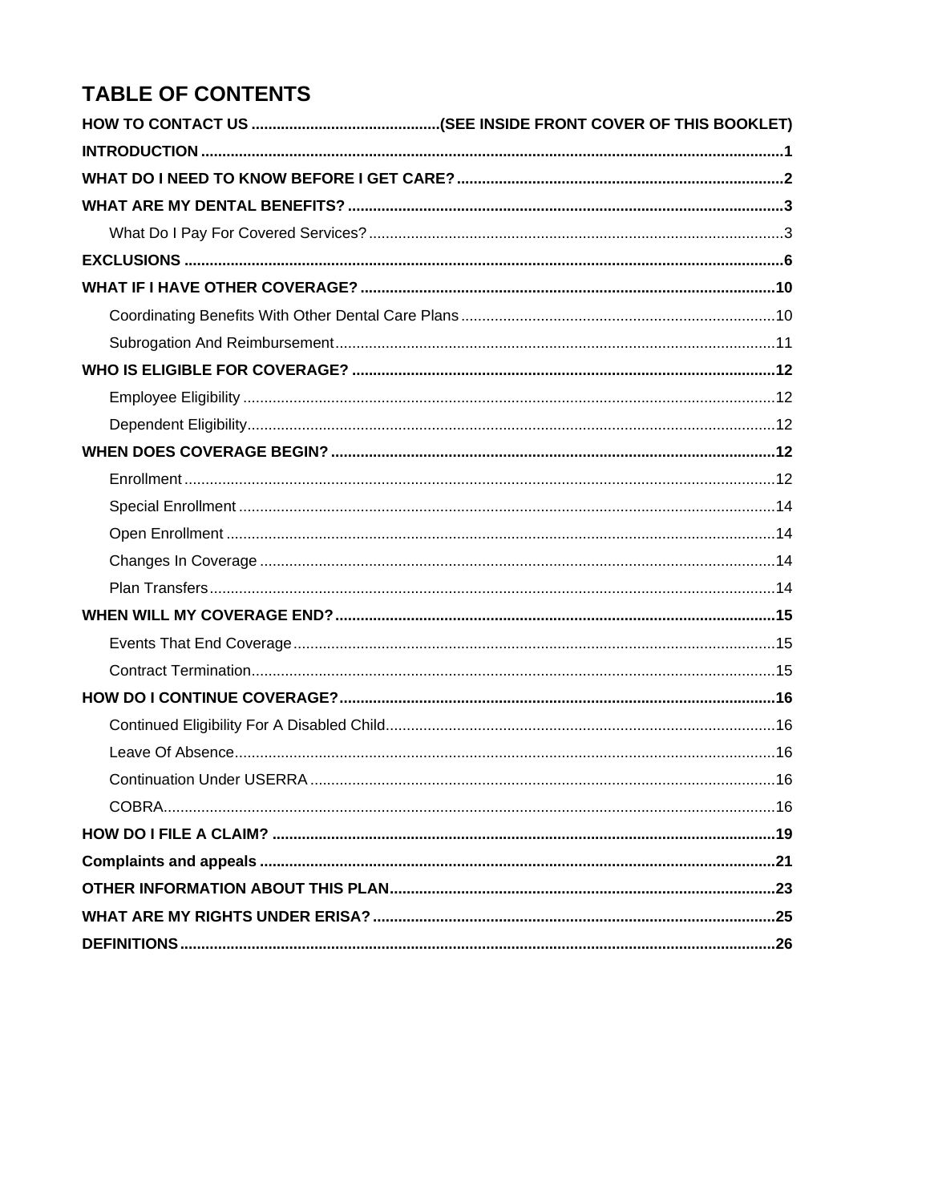# TABLE OF CONTENTS

**HOW TO CONTACT US** ............................................(SEE INSIDE FRONT COVER OF THIS BOOKLET)

**INTRODUCTION** .......................................................................................................................................1

**WHAT DO I NEED TO KNOW BEFORE I GET CARE?** ............................................................................2

**WHAT ARE MY DENTAL BENEFITS?** .....................................................................................................3

- What Do I Pay For Covered Services? ..................................................................................................3

**EXCLUSIONS** ...........................................................................................................................................6

**WHAT IF I HAVE OTHER COVERAGE?** .................................................................................................10

- Coordinating Benefits With Other Dental Care Plans ..........................................................................10
- Subrogation And Reimbursement ........................................................................................................11

**WHO IS ELIGIBLE FOR COVERAGE?** ...................................................................................................12

- Employee Eligibility ..............................................................................................................................12
- Dependent Eligibility .............................................................................................................................12

**WHEN DOES COVERAGE BEGIN?** ........................................................................................................12

- Enrollment ............................................................................................................................................12
- Special Enrollment ...............................................................................................................................14
- Open Enrollment ..................................................................................................................................14
- Changes In Coverage ..........................................................................................................................14
- Plan Transfers ......................................................................................................................................14

**WHEN WILL MY COVERAGE END?** .......................................................................................................15

- Events That End Coverage ..................................................................................................................15
- Contract Termination ............................................................................................................................15

**HOW DO I CONTINUE COVERAGE?** ......................................................................................................16

- Continued Eligibility For A Disabled Child .............................................................................................16
- Leave Of Absence ................................................................................................................................16
- Continuation Under USERRA ..............................................................................................................16
- COBRA .................................................................................................................................................16

**HOW DO I FILE A CLAIM?** ......................................................................................................................19

**Complaints and appeals** .........................................................................................................................21

**OTHER INFORMATION ABOUT THIS PLAN** ..........................................................................................23

**WHAT ARE MY RIGHTS UNDER ERISA?** ..............................................................................................25

**DEFINITIONS** ...........................................................................................................................................26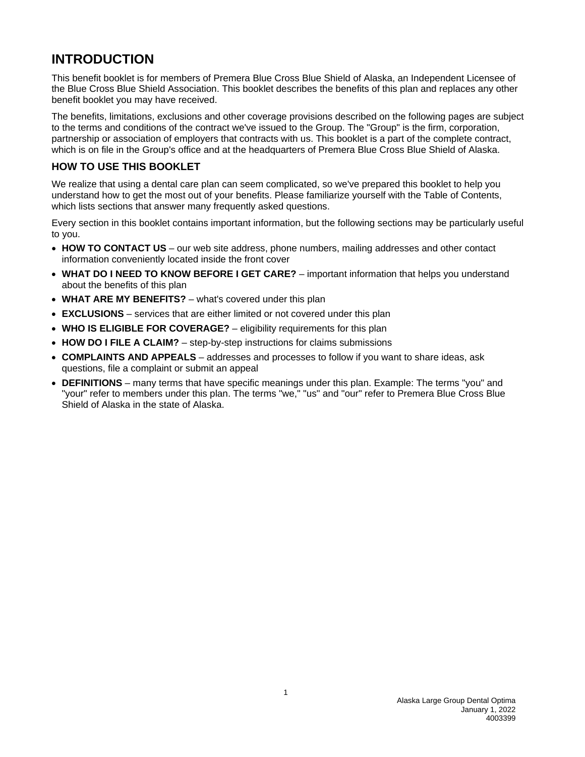# INTRODUCTION

This benefit booklet is for members of Premera Blue Cross Blue Shield of Alaska, an Independent Licensee of the Blue Cross Blue Shield Association. This booklet describes the benefits of this plan and replaces any other benefit booklet you may have received.

The benefits, limitations, exclusions and other coverage provisions described on the following pages are subject to the terms and conditions of the contract we've issued to the Group. The "Group" is the firm, corporation, partnership or association of employers that contracts with us. This booklet is a part of the complete contract, which is on file in the Group's office and at the headquarters of Premera Blue Cross Blue Shield of Alaska.

## HOW TO USE THIS BOOKLET

We realize that using a dental care plan can seem complicated, so we've prepared this booklet to help you understand how to get the most out of your benefits. Please familiarize yourself with the Table of Contents, which lists sections that answer many frequently asked questions.

Every section in this booklet contains important information, but the following sections may be particularly useful to you.

- **HOW TO CONTACT US** – our web site address, phone numbers, mailing addresses and other contact information conveniently located inside the front cover
- **WHAT DO I NEED TO KNOW BEFORE I GET CARE?** – important information that helps you understand about the benefits of this plan
- **WHAT ARE MY BENEFITS?** – what's covered under this plan
- **EXCLUSIONS** – services that are either limited or not covered under this plan
- **WHO IS ELIGIBLE FOR COVERAGE?** – eligibility requirements for this plan
- **HOW DO I FILE A CLAIM?** – step-by-step instructions for claims submissions
- **COMPLAINTS AND APPEALS** – addresses and processes to follow if you want to share ideas, ask questions, file a complaint or submit an appeal
- **DEFINITIONS** – many terms that have specific meanings under this plan. Example: The terms "you" and "your" refer to members under this plan. The terms "we," "us" and "our" refer to Premera Blue Cross Blue Shield of Alaska in the state of Alaska.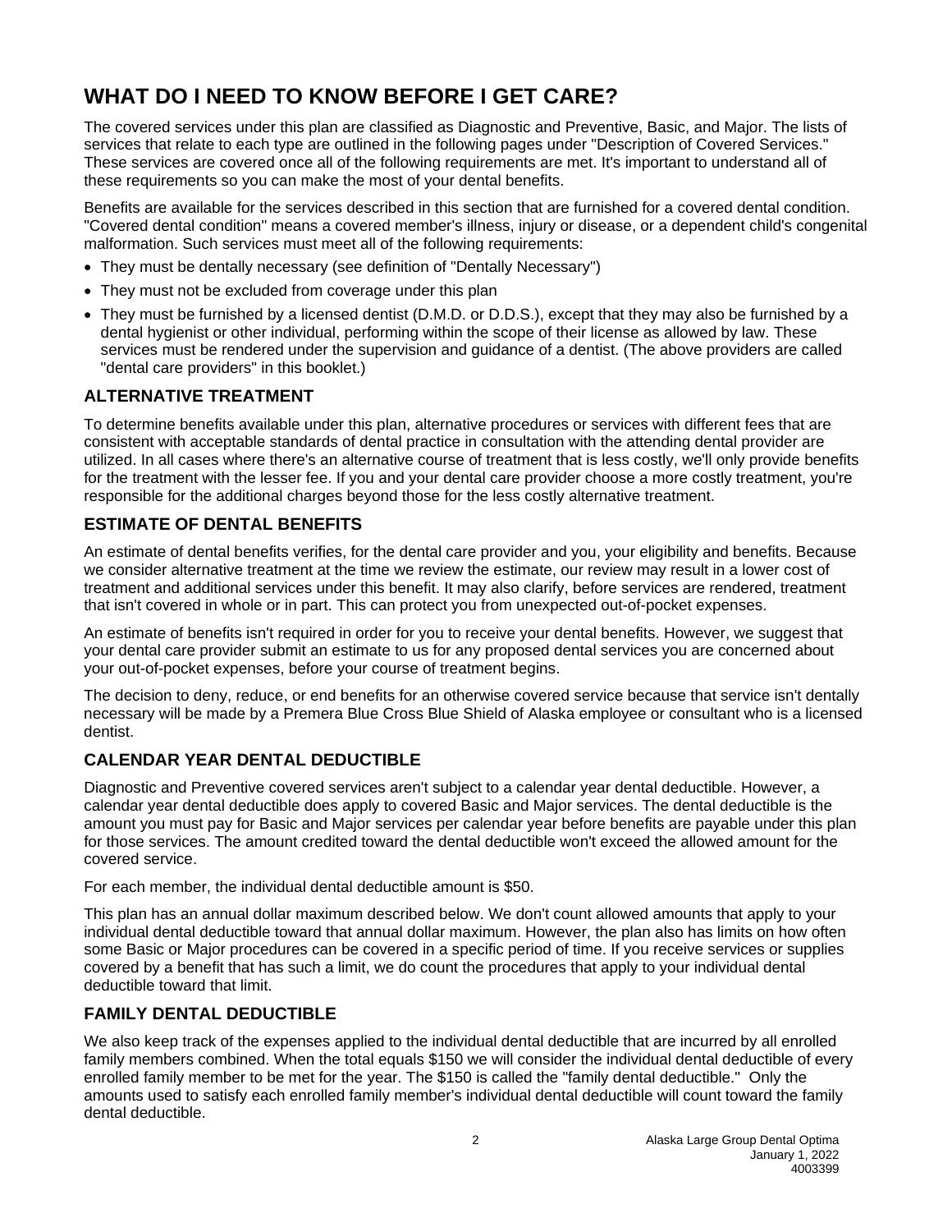# WHAT DO I NEED TO KNOW BEFORE I GET CARE?

The covered services under this plan are classified as Diagnostic and Preventive, Basic, and Major. The lists of services that relate to each type are outlined in the following pages under "Description of Covered Services." These services are covered once all of the following requirements are met. It's important to understand all of these requirements so you can make the most of your dental benefits.

Benefits are available for the services described in this section that are furnished for a covered dental condition. "Covered dental condition" means a covered member's illness, injury or disease, or a dependent child's congenital malformation. Such services must meet all of the following requirements:

- They must be dentally necessary (see definition of "Dentally Necessary")
- They must not be excluded from coverage under this plan
- They must be furnished by a licensed dentist (D.M.D. or D.D.S.), except that they may also be furnished by a dental hygienist or other individual, performing within the scope of their license as allowed by law. These services must be rendered under the supervision and guidance of a dentist. (The above providers are called "dental care providers" in this booklet.)

## ALTERNATIVE TREATMENT

To determine benefits available under this plan, alternative procedures or services with different fees that are consistent with acceptable standards of dental practice in consultation with the attending dental provider are utilized. In all cases where there's an alternative course of treatment that is less costly, we'll only provide benefits for the treatment with the lesser fee. If you and your dental care provider choose a more costly treatment, you're responsible for the additional charges beyond those for the less costly alternative treatment.

## ESTIMATE OF DENTAL BENEFITS

An estimate of dental benefits verifies, for the dental care provider and you, your eligibility and benefits. Because we consider alternative treatment at the time we review the estimate, our review may result in a lower cost of treatment and additional services under this benefit. It may also clarify, before services are rendered, treatment that isn't covered in whole or in part. This can protect you from unexpected out-of-pocket expenses.

An estimate of benefits isn't required in order for you to receive your dental benefits. However, we suggest that your dental care provider submit an estimate to us for any proposed dental services you are concerned about your out-of-pocket expenses, before your course of treatment begins.

The decision to deny, reduce, or end benefits for an otherwise covered service because that service isn't dentally necessary will be made by a Premera Blue Cross Blue Shield of Alaska employee or consultant who is a licensed dentist.

## CALENDAR YEAR DENTAL DEDUCTIBLE

Diagnostic and Preventive covered services aren't subject to a calendar year dental deductible. However, a calendar year dental deductible does apply to covered Basic and Major services. The dental deductible is the amount you must pay for Basic and Major services per calendar year before benefits are payable under this plan for those services. The amount credited toward the dental deductible won't exceed the allowed amount for the covered service.

For each member, the individual dental deductible amount is $50.

This plan has an annual dollar maximum described below. We don't count allowed amounts that apply to your individual dental deductible toward that annual dollar maximum. However, the plan also has limits on how often some Basic or Major procedures can be covered in a specific period of time. If you receive services or supplies covered by a benefit that has such a limit, we do count the procedures that apply to your individual dental deductible toward that limit.

## FAMILY DENTAL DEDUCTIBLE

We also keep track of the expenses applied to the individual dental deductible that are incurred by all enrolled family members combined. When the total equals $150 we will consider the individual dental deductible of every enrolled family member to be met for the year. The $150 is called the "family dental deductible." Only the amounts used to satisfy each enrolled family member's individual dental deductible will count toward the family dental deductible.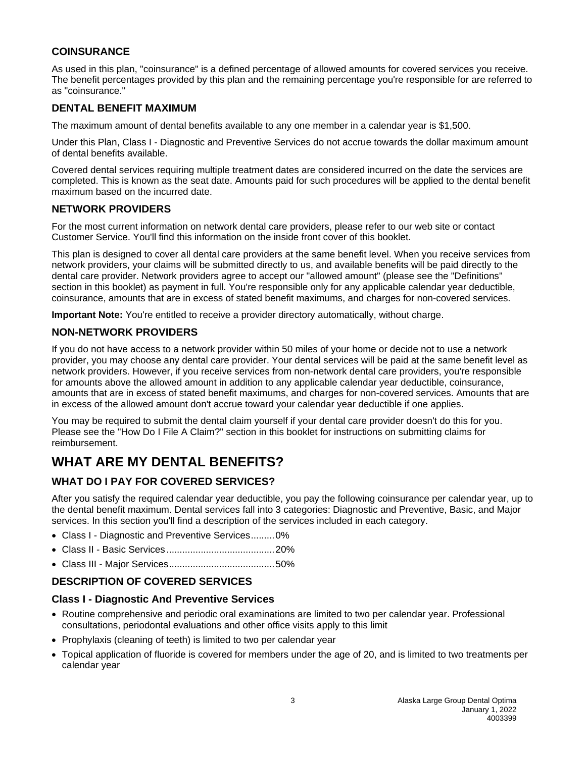### COINSURANCE

As used in this plan, "coinsurance" is a defined percentage of allowed amounts for covered services you receive. The benefit percentages provided by this plan and the remaining percentage you're responsible for are referred to as "coinsurance."

### DENTAL BENEFIT MAXIMUM

The maximum amount of dental benefits available to any one member in a calendar year is $1,500.

Under this Plan, Class I - Diagnostic and Preventive Services do not accrue towards the dollar maximum amount of dental benefits available.

Covered dental services requiring multiple treatment dates are considered incurred on the date the services are completed. This is known as the seat date. Amounts paid for such procedures will be applied to the dental benefit maximum based on the incurred date.

### NETWORK PROVIDERS

For the most current information on network dental care providers, please refer to our web site or contact Customer Service. You'll find this information on the inside front cover of this booklet.

This plan is designed to cover all dental care providers at the same benefit level. When you receive services from network providers, your claims will be submitted directly to us, and available benefits will be paid directly to the dental care provider. Network providers agree to accept our "allowed amount" (please see the "Definitions" section in this booklet) as payment in full. You're responsible only for any applicable calendar year deductible, coinsurance, amounts that are in excess of stated benefit maximums, and charges for non-covered services.

**Important Note:** You're entitled to receive a provider directory automatically, without charge.

### NON-NETWORK PROVIDERS

If you do not have access to a network provider within 50 miles of your home or decide not to use a network provider, you may choose any dental care provider. Your dental services will be paid at the same benefit level as network providers. However, if you receive services from non-network dental care providers, you're responsible for amounts above the allowed amount in addition to any applicable calendar year deductible, coinsurance, amounts that are in excess of stated benefit maximums, and charges for non-covered services. Amounts that are in excess of the allowed amount don't accrue toward your calendar year deductible if one applies.

You may be required to submit the dental claim yourself if your dental care provider doesn't do this for you. Please see the "How Do I File A Claim?" section in this booklet for instructions on submitting claims for reimbursement.

## WHAT ARE MY DENTAL BENEFITS?

### WHAT DO I PAY FOR COVERED SERVICES?

After you satisfy the required calendar year deductible, you pay the following coinsurance per calendar year, up to the dental benefit maximum. Dental services fall into 3 categories: Diagnostic and Preventive, Basic, and Major services. In this section you'll find a description of the services included in each category.

- Class I - Diagnostic and Preventive Services.........0%
- Class II - Basic Services.........................................20%
- Class III - Major Services........................................50%

### DESCRIPTION OF COVERED SERVICES

#### Class I - Diagnostic And Preventive Services

- Routine comprehensive and periodic oral examinations are limited to two per calendar year. Professional consultations, periodontal evaluations and other office visits apply to this limit
- Prophylaxis (cleaning of teeth) is limited to two per calendar year
- Topical application of fluoride is covered for members under the age of 20, and is limited to two treatments per calendar year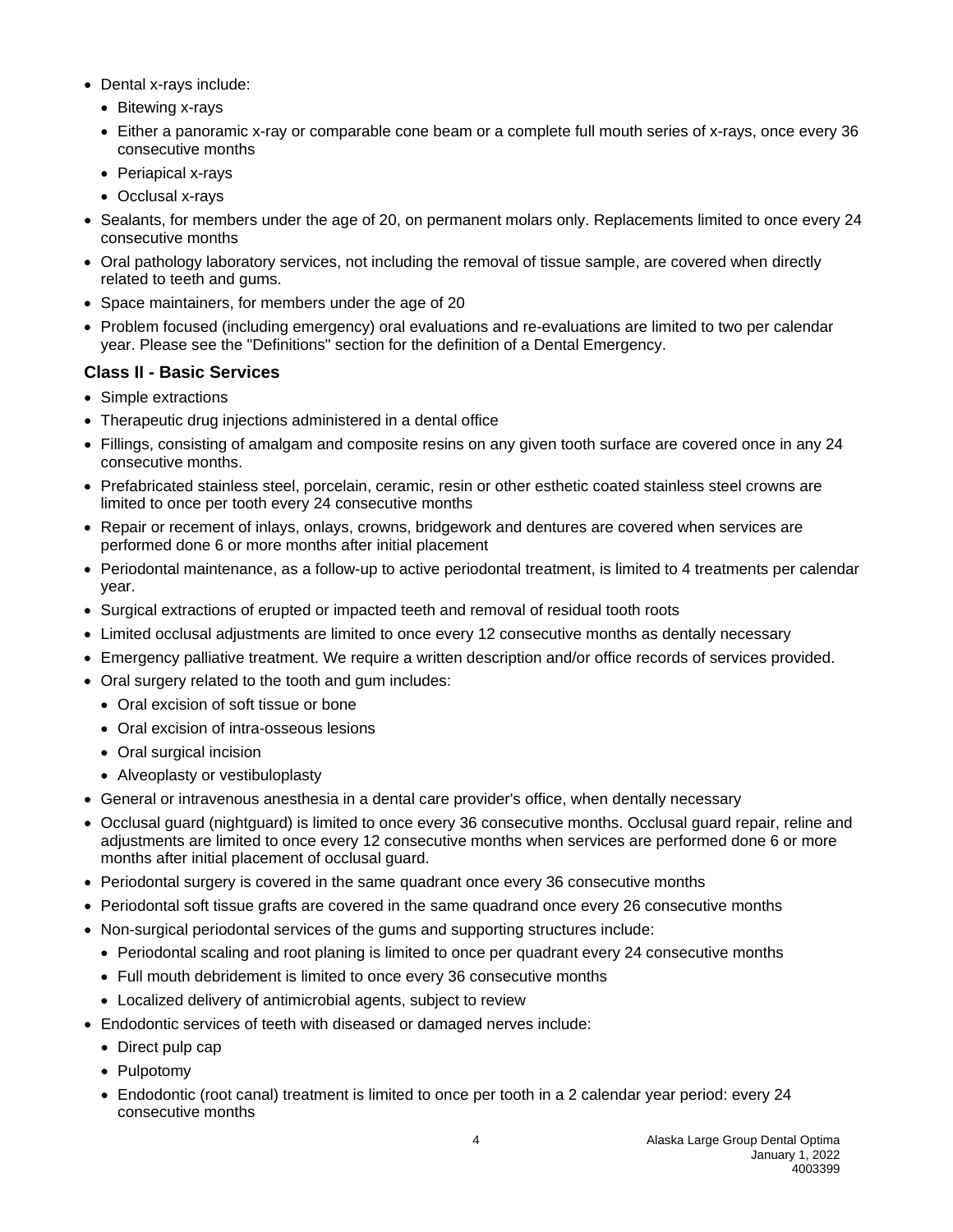- Dental x-rays include:
  - Bitewing x-rays
  - Either a panoramic x-ray or comparable cone beam or a complete full mouth series of x-rays, once every 36 consecutive months
  - Periapical x-rays
  - Occlusal x-rays
- Sealants, for members under the age of 20, on permanent molars only. Replacements limited to once every 24 consecutive months
- Oral pathology laboratory services, not including the removal of tissue sample, are covered when directly related to teeth and gums.
- Space maintainers, for members under the age of 20
- Problem focused (including emergency) oral evaluations and re-evaluations are limited to two per calendar year. Please see the "Definitions" section for the definition of a Dental Emergency.

### Class II - Basic Services

- Simple extractions
- Therapeutic drug injections administered in a dental office
- Fillings, consisting of amalgam and composite resins on any given tooth surface are covered once in any 24 consecutive months.
- Prefabricated stainless steel, porcelain, ceramic, resin or other esthetic coated stainless steel crowns are limited to once per tooth every 24 consecutive months
- Repair or recement of inlays, onlays, crowns, bridgework and dentures are covered when services are performed done 6 or more months after initial placement
- Periodontal maintenance, as a follow-up to active periodontal treatment, is limited to 4 treatments per calendar year.
- Surgical extractions of erupted or impacted teeth and removal of residual tooth roots
- Limited occlusal adjustments are limited to once every 12 consecutive months as dentally necessary
- Emergency palliative treatment. We require a written description and/or office records of services provided.
- Oral surgery related to the tooth and gum includes:
  - Oral excision of soft tissue or bone
  - Oral excision of intra-osseous lesions
  - Oral surgical incision
  - Alveoplasty or vestibuloplasty
- General or intravenous anesthesia in a dental care provider's office, when dentally necessary
- Occlusal guard (nightguard) is limited to once every 36 consecutive months. Occlusal guard repair, reline and adjustments are limited to once every 12 consecutive months when services are performed done 6 or more months after initial placement of occlusal guard.
- Periodontal surgery is covered in the same quadrant once every 36 consecutive months
- Periodontal soft tissue grafts are covered in the same quadrand once every 26 consecutive months
- Non-surgical periodontal services of the gums and supporting structures include:
  - Periodontal scaling and root planing is limited to once per quadrant every 24 consecutive months
  - Full mouth debridement is limited to once every 36 consecutive months
  - Localized delivery of antimicrobial agents, subject to review
- Endodontic services of teeth with diseased or damaged nerves include:
  - Direct pulp cap
  - Pulpotomy
  - Endodontic (root canal) treatment is limited to once per tooth in a 2 calendar year period: every 24 consecutive months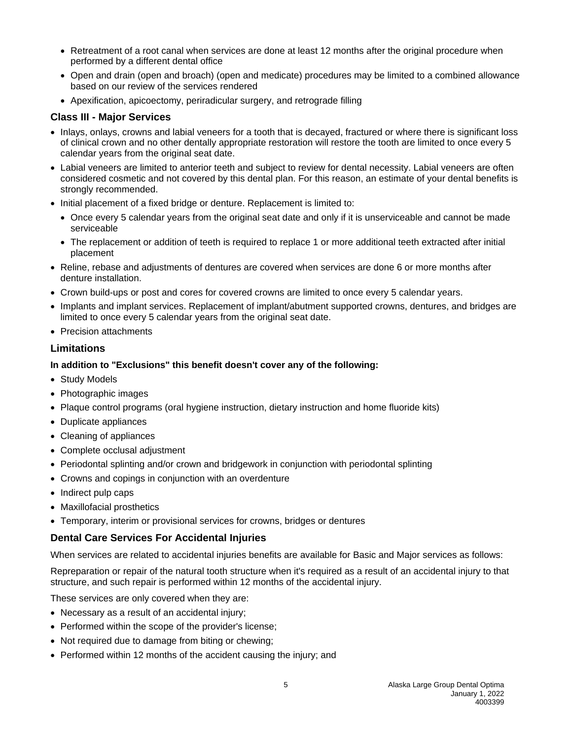- Retreatment of a root canal when services are done at least 12 months after the original procedure when performed by a different dental office
- Open and drain (open and broach) (open and medicate) procedures may be limited to a combined allowance based on our review of the services rendered
- Apexification, apicoectomy, periradicular surgery, and retrograde filling

### Class III - Major Services

- Inlays, onlays, crowns and labial veneers for a tooth that is decayed, fractured or where there is significant loss of clinical crown and no other dentally appropriate restoration will restore the tooth are limited to once every 5 calendar years from the original seat date.
- Labial veneers are limited to anterior teeth and subject to review for dental necessity. Labial veneers are often considered cosmetic and not covered by this dental plan. For this reason, an estimate of your dental benefits is strongly recommended.
- Initial placement of a fixed bridge or denture. Replacement is limited to:
  - Once every 5 calendar years from the original seat date and only if it is unserviceable and cannot be made serviceable
  - The replacement or addition of teeth is required to replace 1 or more additional teeth extracted after initial placement
- Reline, rebase and adjustments of dentures are covered when services are done 6 or more months after denture installation.
- Crown build-ups or post and cores for covered crowns are limited to once every 5 calendar years.
- Implants and implant services. Replacement of implant/abutment supported crowns, dentures, and bridges are limited to once every 5 calendar years from the original seat date.
- Precision attachments

### Limitations

**In addition to "Exclusions" this benefit doesn't cover any of the following:**

- Study Models
- Photographic images
- Plaque control programs (oral hygiene instruction, dietary instruction and home fluoride kits)
- Duplicate appliances
- Cleaning of appliances
- Complete occlusal adjustment
- Periodontal splinting and/or crown and bridgework in conjunction with periodontal splinting
- Crowns and copings in conjunction with an overdenture
- Indirect pulp caps
- Maxillofacial prosthetics
- Temporary, interim or provisional services for crowns, bridges or dentures

### Dental Care Services For Accidental Injuries

When services are related to accidental injuries benefits are available for Basic and Major services as follows:

Repreparation or repair of the natural tooth structure when it's required as a result of an accidental injury to that structure, and such repair is performed within 12 months of the accidental injury.

These services are only covered when they are:

- Necessary as a result of an accidental injury;
- Performed within the scope of the provider's license;
- Not required due to damage from biting or chewing;
- Performed within 12 months of the accident causing the injury; and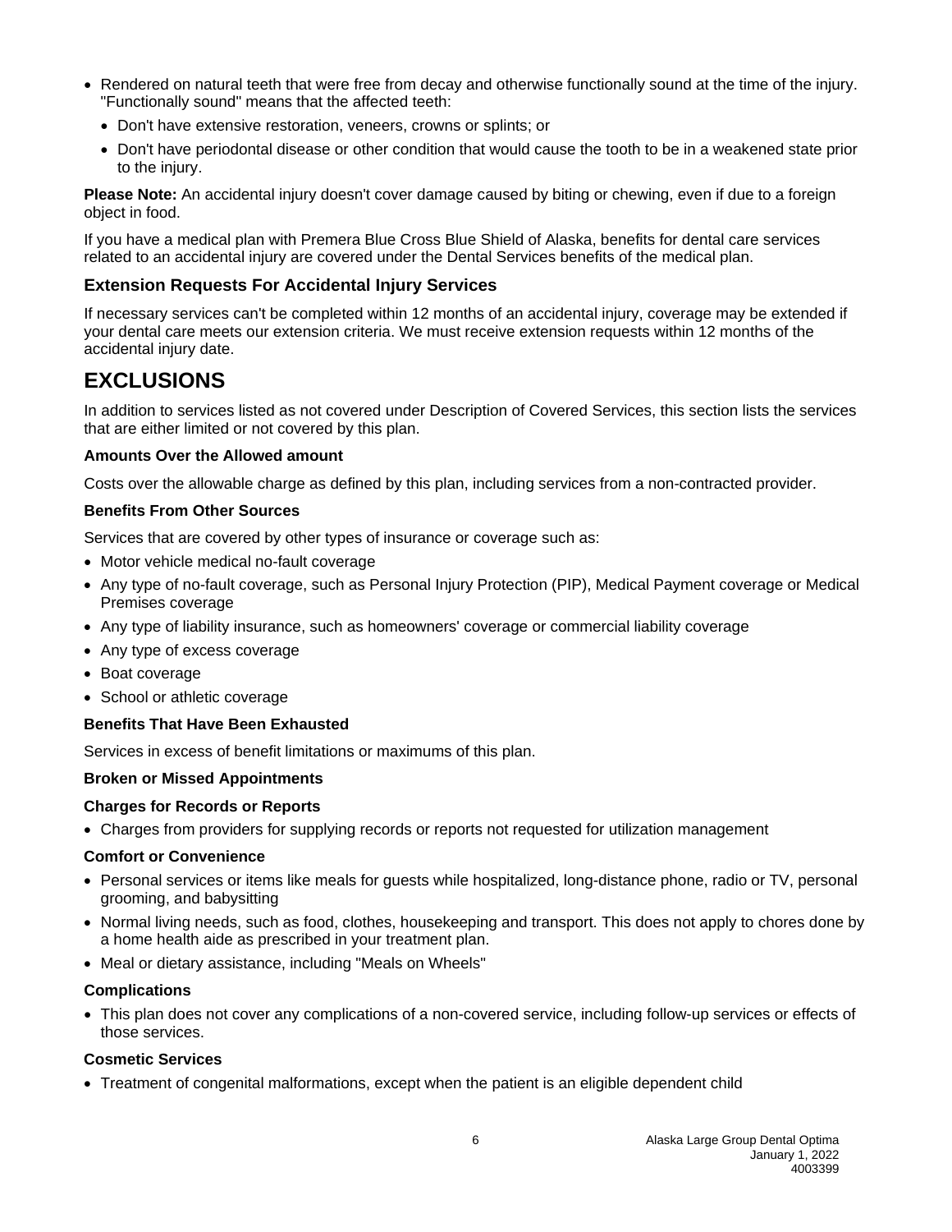- Rendered on natural teeth that were free from decay and otherwise functionally sound at the time of the injury. "Functionally sound" means that the affected teeth:
  - Don't have extensive restoration, veneers, crowns or splints; or
  - Don't have periodontal disease or other condition that would cause the tooth to be in a weakened state prior to the injury.

**Please Note:** An accidental injury doesn't cover damage caused by biting or chewing, even if due to a foreign object in food.

If you have a medical plan with Premera Blue Cross Blue Shield of Alaska, benefits for dental care services related to an accidental injury are covered under the Dental Services benefits of the medical plan.

### Extension Requests For Accidental Injury Services

If necessary services can't be completed within 12 months of an accidental injury, coverage may be extended if your dental care meets our extension criteria. We must receive extension requests within 12 months of the accidental injury date.

# EXCLUSIONS

In addition to services listed as not covered under Description of Covered Services, this section lists the services that are either limited or not covered by this plan.

**Amounts Over the Allowed amount**

Costs over the allowable charge as defined by this plan, including services from a non-contracted provider.

**Benefits From Other Sources**

Services that are covered by other types of insurance or coverage such as:

- Motor vehicle medical no-fault coverage
- Any type of no-fault coverage, such as Personal Injury Protection (PIP), Medical Payment coverage or Medical Premises coverage
- Any type of liability insurance, such as homeowners' coverage or commercial liability coverage
- Any type of excess coverage
- Boat coverage
- School or athletic coverage

**Benefits That Have Been Exhausted**

Services in excess of benefit limitations or maximums of this plan.

**Broken or Missed Appointments**

**Charges for Records or Reports**

- Charges from providers for supplying records or reports not requested for utilization management

**Comfort or Convenience**

- Personal services or items like meals for guests while hospitalized, long-distance phone, radio or TV, personal grooming, and babysitting
- Normal living needs, such as food, clothes, housekeeping and transport. This does not apply to chores done by a home health aide as prescribed in your treatment plan.
- Meal or dietary assistance, including "Meals on Wheels"

**Complications**

- This plan does not cover any complications of a non-covered service, including follow-up services or effects of those services.

**Cosmetic Services**

- Treatment of congenital malformations, except when the patient is an eligible dependent child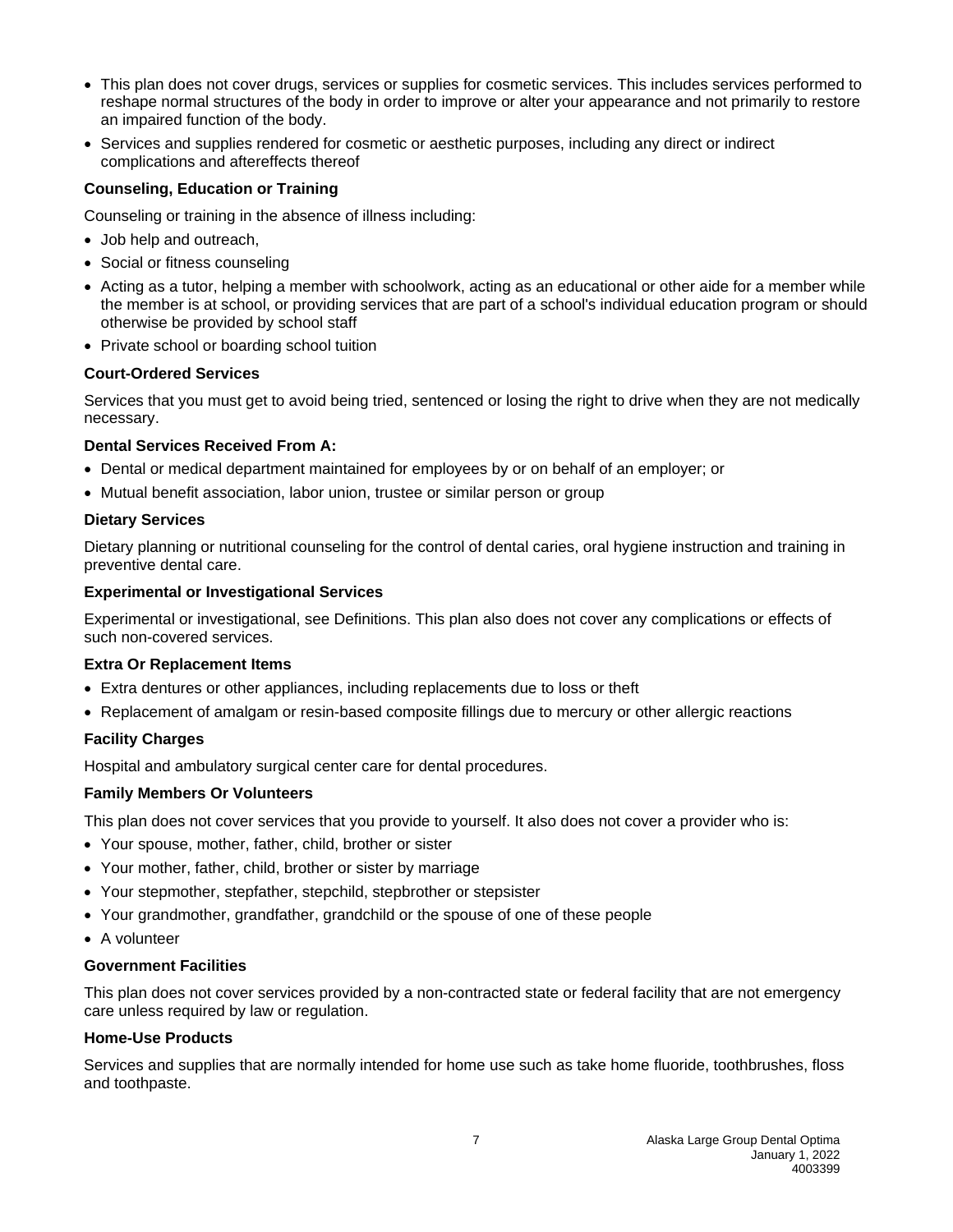- This plan does not cover drugs, services or supplies for cosmetic services. This includes services performed to reshape normal structures of the body in order to improve or alter your appearance and not primarily to restore an impaired function of the body.
- Services and supplies rendered for cosmetic or aesthetic purposes, including any direct or indirect complications and aftereffects thereof

**Counseling, Education or Training**

Counseling or training in the absence of illness including:

- Job help and outreach,
- Social or fitness counseling
- Acting as a tutor, helping a member with schoolwork, acting as an educational or other aide for a member while the member is at school, or providing services that are part of a school's individual education program or should otherwise be provided by school staff
- Private school or boarding school tuition

**Court-Ordered Services**

Services that you must get to avoid being tried, sentenced or losing the right to drive when they are not medically necessary.

**Dental Services Received From A:**

- Dental or medical department maintained for employees by or on behalf of an employer; or
- Mutual benefit association, labor union, trustee or similar person or group

**Dietary Services**

Dietary planning or nutritional counseling for the control of dental caries, oral hygiene instruction and training in preventive dental care.

**Experimental or Investigational Services**

Experimental or investigational, see Definitions. This plan also does not cover any complications or effects of such non-covered services.

**Extra Or Replacement Items**

- Extra dentures or other appliances, including replacements due to loss or theft
- Replacement of amalgam or resin-based composite fillings due to mercury or other allergic reactions

**Facility Charges**

Hospital and ambulatory surgical center care for dental procedures.

**Family Members Or Volunteers**

This plan does not cover services that you provide to yourself. It also does not cover a provider who is:

- Your spouse, mother, father, child, brother or sister
- Your mother, father, child, brother or sister by marriage
- Your stepmother, stepfather, stepchild, stepbrother or stepsister
- Your grandmother, grandfather, grandchild or the spouse of one of these people
- A volunteer

**Government Facilities**

This plan does not cover services provided by a non-contracted state or federal facility that are not emergency care unless required by law or regulation.

**Home-Use Products**

Services and supplies that are normally intended for home use such as take home fluoride, toothbrushes, floss and toothpaste.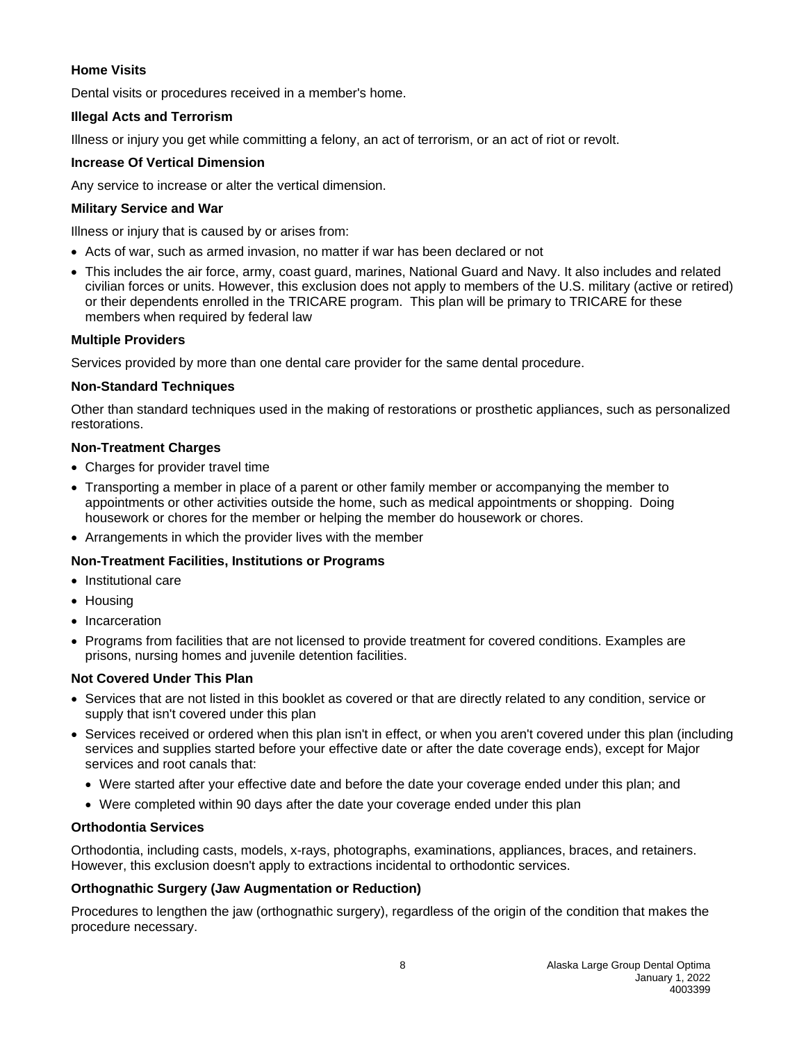**Home Visits**

Dental visits or procedures received in a member's home.

**Illegal Acts and Terrorism**

Illness or injury you get while committing a felony, an act of terrorism, or an act of riot or revolt.

**Increase Of Vertical Dimension**

Any service to increase or alter the vertical dimension.

**Military Service and War**

Illness or injury that is caused by or arises from:

- Acts of war, such as armed invasion, no matter if war has been declared or not
- This includes the air force, army, coast guard, marines, National Guard and Navy. It also includes and related civilian forces or units. However, this exclusion does not apply to members of the U.S. military (active or retired) or their dependents enrolled in the TRICARE program. This plan will be primary to TRICARE for these members when required by federal law

**Multiple Providers**

Services provided by more than one dental care provider for the same dental procedure.

**Non-Standard Techniques**

Other than standard techniques used in the making of restorations or prosthetic appliances, such as personalized restorations.

**Non-Treatment Charges**

- Charges for provider travel time
- Transporting a member in place of a parent or other family member or accompanying the member to appointments or other activities outside the home, such as medical appointments or shopping. Doing housework or chores for the member or helping the member do housework or chores.
- Arrangements in which the provider lives with the member

**Non-Treatment Facilities, Institutions or Programs**

- Institutional care
- Housing
- Incarceration
- Programs from facilities that are not licensed to provide treatment for covered conditions. Examples are prisons, nursing homes and juvenile detention facilities.

**Not Covered Under This Plan**

- Services that are not listed in this booklet as covered or that are directly related to any condition, service or supply that isn't covered under this plan
- Services received or ordered when this plan isn't in effect, or when you aren't covered under this plan (including services and supplies started before your effective date or after the date coverage ends), except for Major services and root canals that:
  - Were started after your effective date and before the date your coverage ended under this plan; and
  - Were completed within 90 days after the date your coverage ended under this plan

**Orthodontia Services**

Orthodontia, including casts, models, x-rays, photographs, examinations, appliances, braces, and retainers. However, this exclusion doesn't apply to extractions incidental to orthodontic services.

**Orthognathic Surgery (Jaw Augmentation or Reduction)**

Procedures to lengthen the jaw (orthognathic surgery), regardless of the origin of the condition that makes the procedure necessary.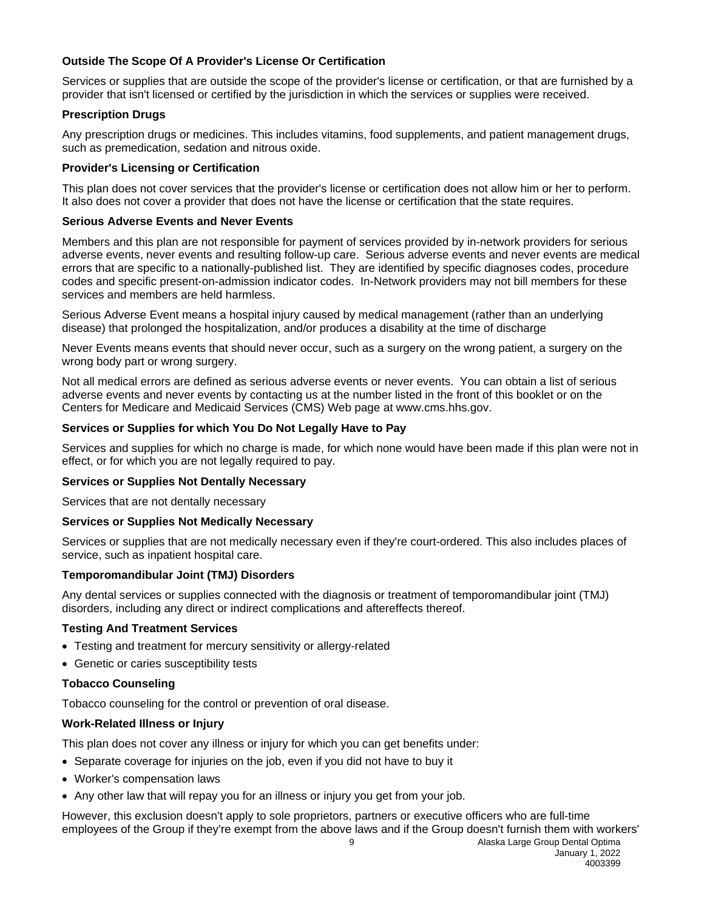### Outside The Scope Of A Provider's License Or Certification

Services or supplies that are outside the scope of the provider's license or certification, or that are furnished by a provider that isn't licensed or certified by the jurisdiction in which the services or supplies were received.

### Prescription Drugs

Any prescription drugs or medicines. This includes vitamins, food supplements, and patient management drugs, such as premedication, sedation and nitrous oxide.

### Provider's Licensing or Certification

This plan does not cover services that the provider's license or certification does not allow him or her to perform. It also does not cover a provider that does not have the license or certification that the state requires.

### Serious Adverse Events and Never Events

Members and this plan are not responsible for payment of services provided by in-network providers for serious adverse events, never events and resulting follow-up care. Serious adverse events and never events are medical errors that are specific to a nationally-published list. They are identified by specific diagnoses codes, procedure codes and specific present-on-admission indicator codes. In-Network providers may not bill members for these services and members are held harmless.

Serious Adverse Event means a hospital injury caused by medical management (rather than an underlying disease) that prolonged the hospitalization, and/or produces a disability at the time of discharge

Never Events means events that should never occur, such as a surgery on the wrong patient, a surgery on the wrong body part or wrong surgery.

Not all medical errors are defined as serious adverse events or never events. You can obtain a list of serious adverse events and never events by contacting us at the number listed in the front of this booklet or on the Centers for Medicare and Medicaid Services (CMS) Web page at www.cms.hhs.gov.

### Services or Supplies for which You Do Not Legally Have to Pay

Services and supplies for which no charge is made, for which none would have been made if this plan were not in effect, or for which you are not legally required to pay.

### Services or Supplies Not Dentally Necessary

Services that are not dentally necessary

### Services or Supplies Not Medically Necessary

Services or supplies that are not medically necessary even if they're court-ordered. This also includes places of service, such as inpatient hospital care.

### Temporomandibular Joint (TMJ) Disorders

Any dental services or supplies connected with the diagnosis or treatment of temporomandibular joint (TMJ) disorders, including any direct or indirect complications and aftereffects thereof.

### Testing And Treatment Services

- Testing and treatment for mercury sensitivity or allergy-related
- Genetic or caries susceptibility tests

### Tobacco Counseling

Tobacco counseling for the control or prevention of oral disease.

### Work-Related Illness or Injury

This plan does not cover any illness or injury for which you can get benefits under:

- Separate coverage for injuries on the job, even if you did not have to buy it
- Worker's compensation laws
- Any other law that will repay you for an illness or injury you get from your job.

However, this exclusion doesn't apply to sole proprietors, partners or executive officers who are full-time employees of the Group if they're exempt from the above laws and if the Group doesn't furnish them with workers'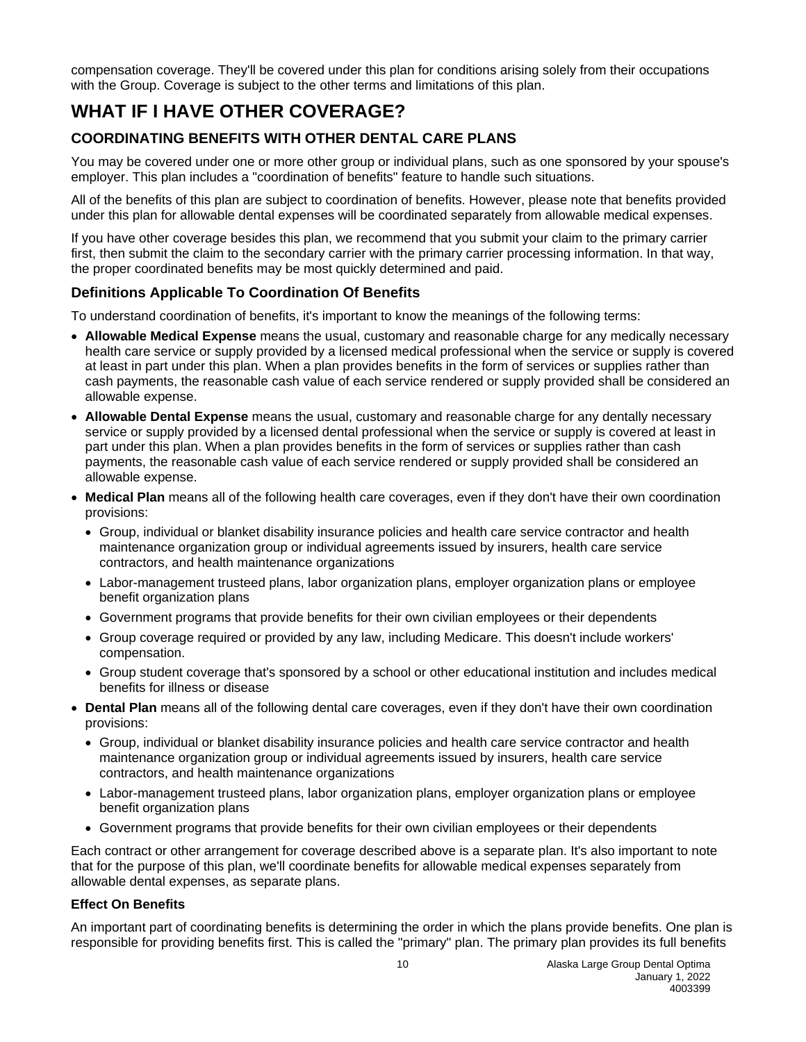compensation coverage. They'll be covered under this plan for conditions arising solely from their occupations with the Group. Coverage is subject to the other terms and limitations of this plan.

# WHAT IF I HAVE OTHER COVERAGE?

## COORDINATING BENEFITS WITH OTHER DENTAL CARE PLANS

You may be covered under one or more other group or individual plans, such as one sponsored by your spouse's employer. This plan includes a "coordination of benefits" feature to handle such situations.

All of the benefits of this plan are subject to coordination of benefits. However, please note that benefits provided under this plan for allowable dental expenses will be coordinated separately from allowable medical expenses.

If you have other coverage besides this plan, we recommend that you submit your claim to the primary carrier first, then submit the claim to the secondary carrier with the primary carrier processing information. In that way, the proper coordinated benefits may be most quickly determined and paid.

### Definitions Applicable To Coordination Of Benefits

To understand coordination of benefits, it's important to know the meanings of the following terms:

- **Allowable Medical Expense** means the usual, customary and reasonable charge for any medically necessary health care service or supply provided by a licensed medical professional when the service or supply is covered at least in part under this plan. When a plan provides benefits in the form of services or supplies rather than cash payments, the reasonable cash value of each service rendered or supply provided shall be considered an allowable expense.
- **Allowable Dental Expense** means the usual, customary and reasonable charge for any dentally necessary service or supply provided by a licensed dental professional when the service or supply is covered at least in part under this plan. When a plan provides benefits in the form of services or supplies rather than cash payments, the reasonable cash value of each service rendered or supply provided shall be considered an allowable expense.
- **Medical Plan** means all of the following health care coverages, even if they don't have their own coordination provisions:
  - Group, individual or blanket disability insurance policies and health care service contractor and health maintenance organization group or individual agreements issued by insurers, health care service contractors, and health maintenance organizations
  - Labor-management trusteed plans, labor organization plans, employer organization plans or employee benefit organization plans
  - Government programs that provide benefits for their own civilian employees or their dependents
  - Group coverage required or provided by any law, including Medicare. This doesn't include workers' compensation.
  - Group student coverage that's sponsored by a school or other educational institution and includes medical benefits for illness or disease
- **Dental Plan** means all of the following dental care coverages, even if they don't have their own coordination provisions:
  - Group, individual or blanket disability insurance policies and health care service contractor and health maintenance organization group or individual agreements issued by insurers, health care service contractors, and health maintenance organizations
  - Labor-management trusteed plans, labor organization plans, employer organization plans or employee benefit organization plans
  - Government programs that provide benefits for their own civilian employees or their dependents

Each contract or other arrangement for coverage described above is a separate plan. It's also important to note that for the purpose of this plan, we'll coordinate benefits for allowable medical expenses separately from allowable dental expenses, as separate plans.

#### Effect On Benefits

An important part of coordinating benefits is determining the order in which the plans provide benefits. One plan is responsible for providing benefits first. This is called the "primary" plan. The primary plan provides its full benefits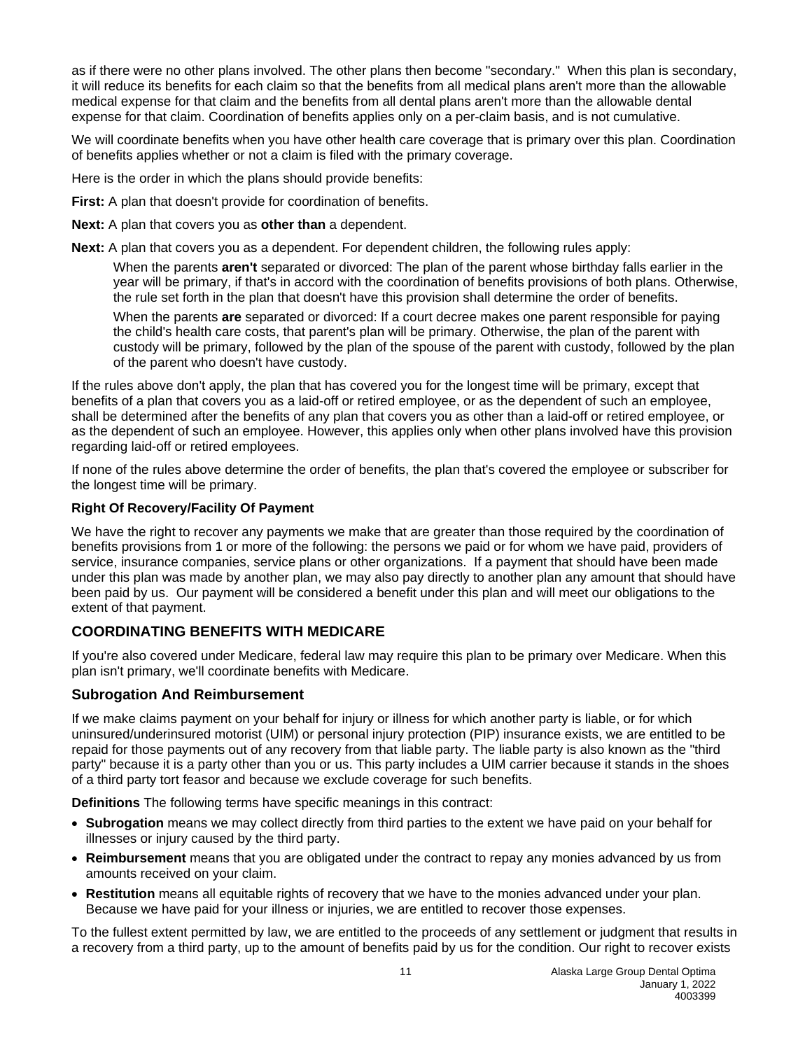as if there were no other plans involved. The other plans then become "secondary." When this plan is secondary, it will reduce its benefits for each claim so that the benefits from all medical plans aren't more than the allowable medical expense for that claim and the benefits from all dental plans aren't more than the allowable dental expense for that claim. Coordination of benefits applies only on a per-claim basis, and is not cumulative.

We will coordinate benefits when you have other health care coverage that is primary over this plan. Coordination of benefits applies whether or not a claim is filed with the primary coverage.

Here is the order in which the plans should provide benefits:

**First:** A plan that doesn't provide for coordination of benefits.

**Next:** A plan that covers you as **other than** a dependent.

**Next:** A plan that covers you as a dependent. For dependent children, the following rules apply:

> When the parents **aren't** separated or divorced: The plan of the parent whose birthday falls earlier in the year will be primary, if that's in accord with the coordination of benefits provisions of both plans. Otherwise, the rule set forth in the plan that doesn't have this provision shall determine the order of benefits.
>
> When the parents **are** separated or divorced: If a court decree makes one parent responsible for paying the child's health care costs, that parent's plan will be primary. Otherwise, the plan of the parent with custody will be primary, followed by the plan of the spouse of the parent with custody, followed by the plan of the parent who doesn't have custody.

If the rules above don't apply, the plan that has covered you for the longest time will be primary, except that benefits of a plan that covers you as a laid-off or retired employee, or as the dependent of such an employee, shall be determined after the benefits of any plan that covers you as other than a laid-off or retired employee, or as the dependent of such an employee. However, this applies only when other plans involved have this provision regarding laid-off or retired employees.

If none of the rules above determine the order of benefits, the plan that's covered the employee or subscriber for the longest time will be primary.

**Right Of Recovery/Facility Of Payment**

We have the right to recover any payments we make that are greater than those required by the coordination of benefits provisions from 1 or more of the following: the persons we paid or for whom we have paid, providers of service, insurance companies, service plans or other organizations. If a payment that should have been made under this plan was made by another plan, we may also pay directly to another plan any amount that should have been paid by us. Our payment will be considered a benefit under this plan and will meet our obligations to the extent of that payment.

## COORDINATING BENEFITS WITH MEDICARE

If you're also covered under Medicare, federal law may require this plan to be primary over Medicare. When this plan isn't primary, we'll coordinate benefits with Medicare.

### Subrogation And Reimbursement

If we make claims payment on your behalf for injury or illness for which another party is liable, or for which uninsured/underinsured motorist (UIM) or personal injury protection (PIP) insurance exists, we are entitled to be repaid for those payments out of any recovery from that liable party. The liable party is also known as the "third party" because it is a party other than you or us. This party includes a UIM carrier because it stands in the shoes of a third party tort feasor and because we exclude coverage for such benefits.

**Definitions** The following terms have specific meanings in this contract:

- **Subrogation** means we may collect directly from third parties to the extent we have paid on your behalf for illnesses or injury caused by the third party.
- **Reimbursement** means that you are obligated under the contract to repay any monies advanced by us from amounts received on your claim.
- **Restitution** means all equitable rights of recovery that we have to the monies advanced under your plan. Because we have paid for your illness or injuries, we are entitled to recover those expenses.

To the fullest extent permitted by law, we are entitled to the proceeds of any settlement or judgment that results in a recovery from a third party, up to the amount of benefits paid by us for the condition. Our right to recover exists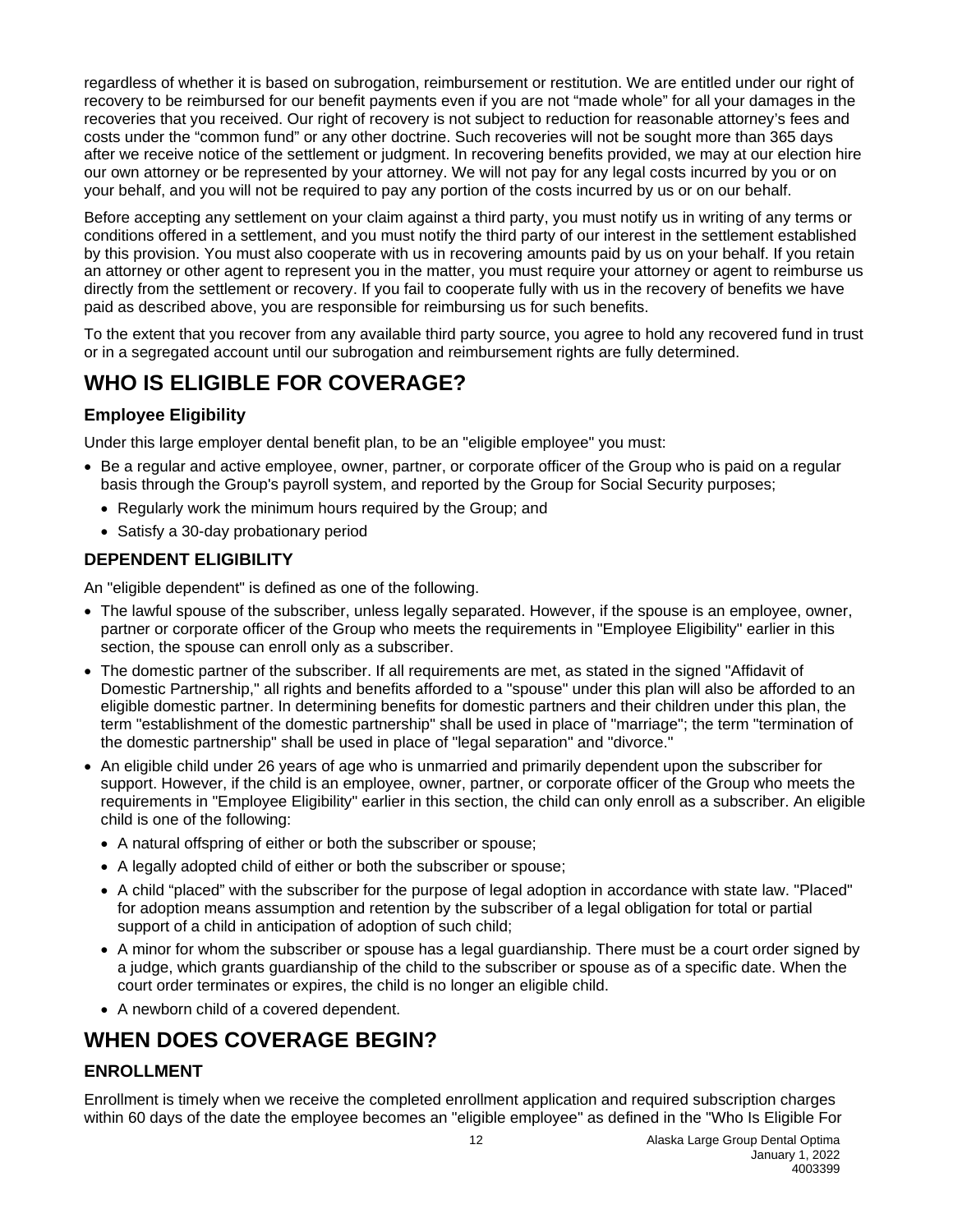regardless of whether it is based on subrogation, reimbursement or restitution. We are entitled under our right of recovery to be reimbursed for our benefit payments even if you are not “made whole” for all your damages in the recoveries that you received. Our right of recovery is not subject to reduction for reasonable attorney’s fees and costs under the “common fund” or any other doctrine. Such recoveries will not be sought more than 365 days after we receive notice of the settlement or judgment. In recovering benefits provided, we may at our election hire our own attorney or be represented by your attorney. We will not pay for any legal costs incurred by you or on your behalf, and you will not be required to pay any portion of the costs incurred by us or on our behalf.

Before accepting any settlement on your claim against a third party, you must notify us in writing of any terms or conditions offered in a settlement, and you must notify the third party of our interest in the settlement established by this provision. You must also cooperate with us in recovering amounts paid by us on your behalf. If you retain an attorney or other agent to represent you in the matter, you must require your attorney or agent to reimburse us directly from the settlement or recovery. If you fail to cooperate fully with us in the recovery of benefits we have paid as described above, you are responsible for reimbursing us for such benefits.

To the extent that you recover from any available third party source, you agree to hold any recovered fund in trust or in a segregated account until our subrogation and reimbursement rights are fully determined.

# WHO IS ELIGIBLE FOR COVERAGE?

### Employee Eligibility

Under this large employer dental benefit plan, to be an "eligible employee" you must:

- Be a regular and active employee, owner, partner, or corporate officer of the Group who is paid on a regular basis through the Group's payroll system, and reported by the Group for Social Security purposes;
  - Regularly work the minimum hours required by the Group; and
  - Satisfy a 30-day probationary period

### DEPENDENT ELIGIBILITY

An "eligible dependent" is defined as one of the following.

- The lawful spouse of the subscriber, unless legally separated. However, if the spouse is an employee, owner, partner or corporate officer of the Group who meets the requirements in "Employee Eligibility" earlier in this section, the spouse can enroll only as a subscriber.
- The domestic partner of the subscriber. If all requirements are met, as stated in the signed "Affidavit of Domestic Partnership," all rights and benefits afforded to a "spouse" under this plan will also be afforded to an eligible domestic partner. In determining benefits for domestic partners and their children under this plan, the term "establishment of the domestic partnership" shall be used in place of "marriage"; the term "termination of the domestic partnership" shall be used in place of "legal separation" and "divorce."
- An eligible child under 26 years of age who is unmarried and primarily dependent upon the subscriber for support. However, if the child is an employee, owner, partner, or corporate officer of the Group who meets the requirements in "Employee Eligibility" earlier in this section, the child can only enroll as a subscriber. An eligible child is one of the following:
  - A natural offspring of either or both the subscriber or spouse;
  - A legally adopted child of either or both the subscriber or spouse;
  - A child “placed” with the subscriber for the purpose of legal adoption in accordance with state law. "Placed" for adoption means assumption and retention by the subscriber of a legal obligation for total or partial support of a child in anticipation of adoption of such child;
  - A minor for whom the subscriber or spouse has a legal guardianship. There must be a court order signed by a judge, which grants guardianship of the child to the subscriber or spouse as of a specific date. When the court order terminates or expires, the child is no longer an eligible child.
  - A newborn child of a covered dependent.

# WHEN DOES COVERAGE BEGIN?

### ENROLLMENT

Enrollment is timely when we receive the completed enrollment application and required subscription charges within 60 days of the date the employee becomes an "eligible employee" as defined in the "Who Is Eligible For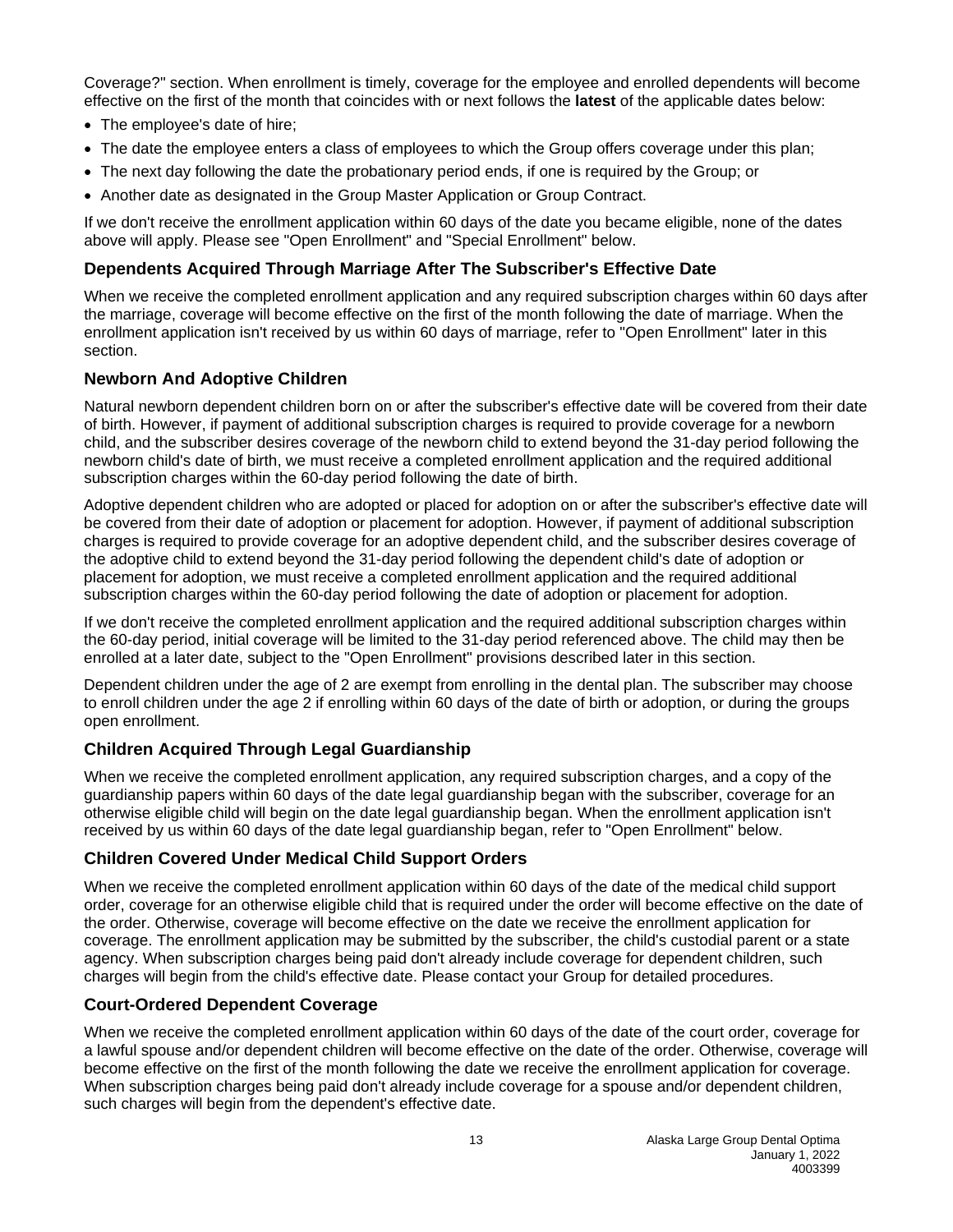Coverage?" section. When enrollment is timely, coverage for the employee and enrolled dependents will become effective on the first of the month that coincides with or next follows the **latest** of the applicable dates below:

- The employee's date of hire;
- The date the employee enters a class of employees to which the Group offers coverage under this plan;
- The next day following the date the probationary period ends, if one is required by the Group; or
- Another date as designated in the Group Master Application or Group Contract.

If we don't receive the enrollment application within 60 days of the date you became eligible, none of the dates above will apply. Please see "Open Enrollment" and "Special Enrollment" below.

### Dependents Acquired Through Marriage After The Subscriber's Effective Date

When we receive the completed enrollment application and any required subscription charges within 60 days after the marriage, coverage will become effective on the first of the month following the date of marriage. When the enrollment application isn't received by us within 60 days of marriage, refer to "Open Enrollment" later in this section.

### Newborn And Adoptive Children

Natural newborn dependent children born on or after the subscriber's effective date will be covered from their date of birth. However, if payment of additional subscription charges is required to provide coverage for a newborn child, and the subscriber desires coverage of the newborn child to extend beyond the 31-day period following the newborn child's date of birth, we must receive a completed enrollment application and the required additional subscription charges within the 60-day period following the date of birth.

Adoptive dependent children who are adopted or placed for adoption on or after the subscriber's effective date will be covered from their date of adoption or placement for adoption. However, if payment of additional subscription charges is required to provide coverage for an adoptive dependent child, and the subscriber desires coverage of the adoptive child to extend beyond the 31-day period following the dependent child's date of adoption or placement for adoption, we must receive a completed enrollment application and the required additional subscription charges within the 60-day period following the date of adoption or placement for adoption.

If we don't receive the completed enrollment application and the required additional subscription charges within the 60-day period, initial coverage will be limited to the 31-day period referenced above. The child may then be enrolled at a later date, subject to the "Open Enrollment" provisions described later in this section.

Dependent children under the age of 2 are exempt from enrolling in the dental plan. The subscriber may choose to enroll children under the age 2 if enrolling within 60 days of the date of birth or adoption, or during the groups open enrollment.

### Children Acquired Through Legal Guardianship

When we receive the completed enrollment application, any required subscription charges, and a copy of the guardianship papers within 60 days of the date legal guardianship began with the subscriber, coverage for an otherwise eligible child will begin on the date legal guardianship began. When the enrollment application isn't received by us within 60 days of the date legal guardianship began, refer to "Open Enrollment" below.

### Children Covered Under Medical Child Support Orders

When we receive the completed enrollment application within 60 days of the date of the medical child support order, coverage for an otherwise eligible child that is required under the order will become effective on the date of the order. Otherwise, coverage will become effective on the date we receive the enrollment application for coverage. The enrollment application may be submitted by the subscriber, the child's custodial parent or a state agency. When subscription charges being paid don't already include coverage for dependent children, such charges will begin from the child's effective date. Please contact your Group for detailed procedures.

### Court-Ordered Dependent Coverage

When we receive the completed enrollment application within 60 days of the date of the court order, coverage for a lawful spouse and/or dependent children will become effective on the date of the order. Otherwise, coverage will become effective on the first of the month following the date we receive the enrollment application for coverage. When subscription charges being paid don't already include coverage for a spouse and/or dependent children, such charges will begin from the dependent's effective date.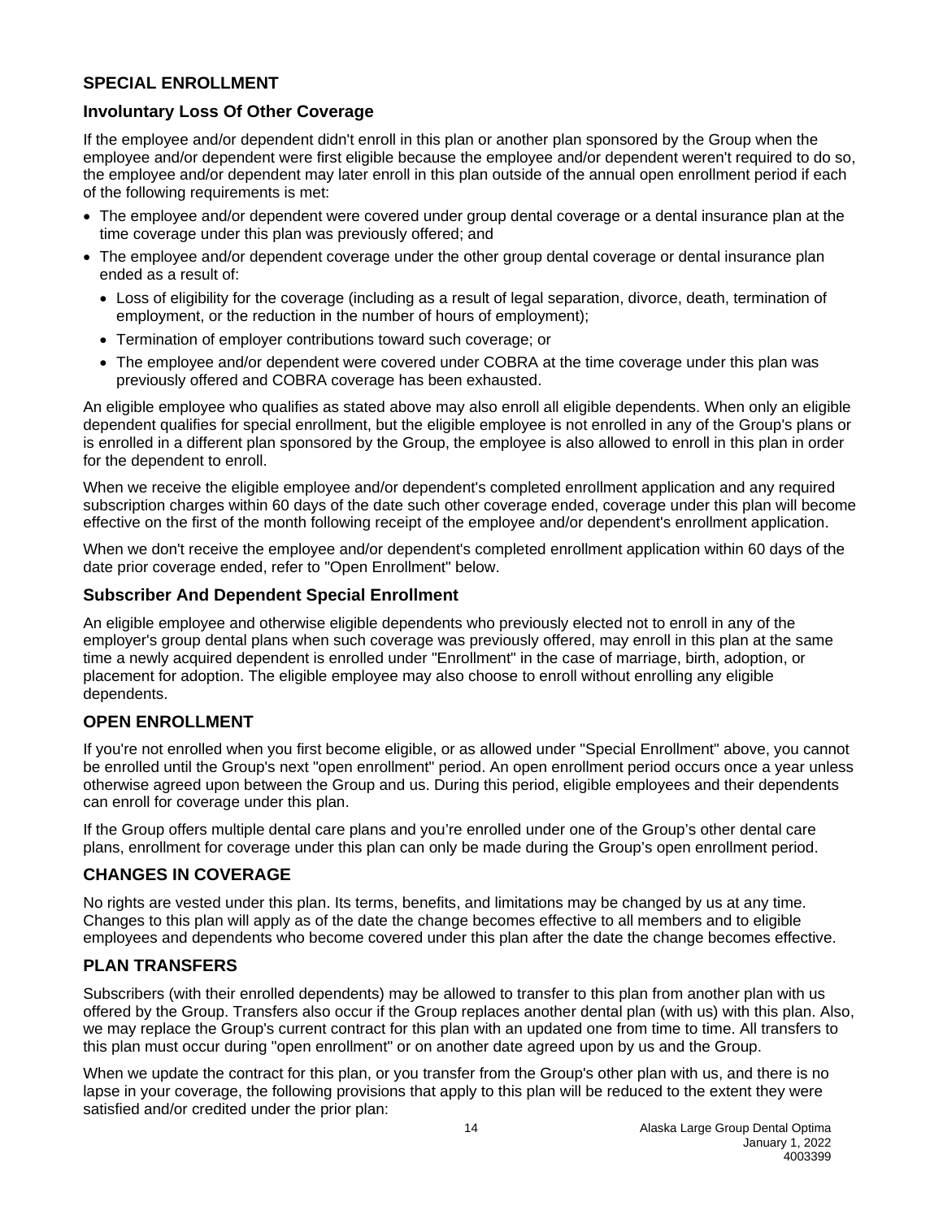## SPECIAL ENROLLMENT

### Involuntary Loss Of Other Coverage

If the employee and/or dependent didn't enroll in this plan or another plan sponsored by the Group when the employee and/or dependent were first eligible because the employee and/or dependent weren't required to do so, the employee and/or dependent may later enroll in this plan outside of the annual open enrollment period if each of the following requirements is met:

- The employee and/or dependent were covered under group dental coverage or a dental insurance plan at the time coverage under this plan was previously offered; and
- The employee and/or dependent coverage under the other group dental coverage or dental insurance plan ended as a result of:
  - Loss of eligibility for the coverage (including as a result of legal separation, divorce, death, termination of employment, or the reduction in the number of hours of employment);
  - Termination of employer contributions toward such coverage; or
  - The employee and/or dependent were covered under COBRA at the time coverage under this plan was previously offered and COBRA coverage has been exhausted.

An eligible employee who qualifies as stated above may also enroll all eligible dependents. When only an eligible dependent qualifies for special enrollment, but the eligible employee is not enrolled in any of the Group's plans or is enrolled in a different plan sponsored by the Group, the employee is also allowed to enroll in this plan in order for the dependent to enroll.

When we receive the eligible employee and/or dependent's completed enrollment application and any required subscription charges within 60 days of the date such other coverage ended, coverage under this plan will become effective on the first of the month following receipt of the employee and/or dependent's enrollment application.

When we don't receive the employee and/or dependent's completed enrollment application within 60 days of the date prior coverage ended, refer to "Open Enrollment" below.

### Subscriber And Dependent Special Enrollment

An eligible employee and otherwise eligible dependents who previously elected not to enroll in any of the employer's group dental plans when such coverage was previously offered, may enroll in this plan at the same time a newly acquired dependent is enrolled under "Enrollment" in the case of marriage, birth, adoption, or placement for adoption. The eligible employee may also choose to enroll without enrolling any eligible dependents.

## OPEN ENROLLMENT

If you're not enrolled when you first become eligible, or as allowed under "Special Enrollment" above, you cannot be enrolled until the Group's next "open enrollment" period. An open enrollment period occurs once a year unless otherwise agreed upon between the Group and us. During this period, eligible employees and their dependents can enroll for coverage under this plan.

If the Group offers multiple dental care plans and you're enrolled under one of the Group's other dental care plans, enrollment for coverage under this plan can only be made during the Group's open enrollment period.

## CHANGES IN COVERAGE

No rights are vested under this plan. Its terms, benefits, and limitations may be changed by us at any time. Changes to this plan will apply as of the date the change becomes effective to all members and to eligible employees and dependents who become covered under this plan after the date the change becomes effective.

## PLAN TRANSFERS

Subscribers (with their enrolled dependents) may be allowed to transfer to this plan from another plan with us offered by the Group. Transfers also occur if the Group replaces another dental plan (with us) with this plan. Also, we may replace the Group's current contract for this plan with an updated one from time to time. All transfers to this plan must occur during "open enrollment" or on another date agreed upon by us and the Group.

When we update the contract for this plan, or you transfer from the Group's other plan with us, and there is no lapse in your coverage, the following provisions that apply to this plan will be reduced to the extent they were satisfied and/or credited under the prior plan: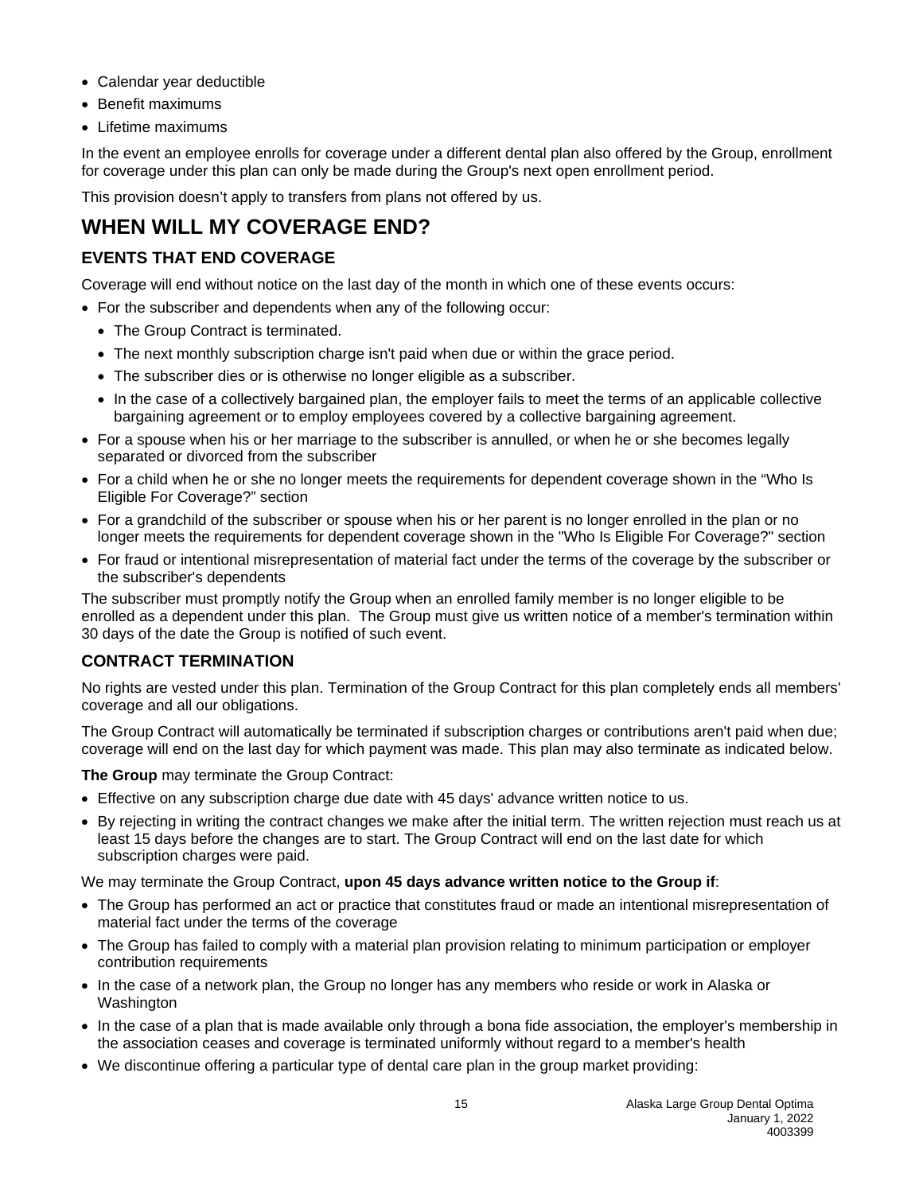- Calendar year deductible
- Benefit maximums
- Lifetime maximums

In the event an employee enrolls for coverage under a different dental plan also offered by the Group, enrollment for coverage under this plan can only be made during the Group's next open enrollment period.

This provision doesn't apply to transfers from plans not offered by us.

# WHEN WILL MY COVERAGE END?

## EVENTS THAT END COVERAGE

Coverage will end without notice on the last day of the month in which one of these events occurs:

- For the subscriber and dependents when any of the following occur:
  - The Group Contract is terminated.
  - The next monthly subscription charge isn't paid when due or within the grace period.
  - The subscriber dies or is otherwise no longer eligible as a subscriber.
  - In the case of a collectively bargained plan, the employer fails to meet the terms of an applicable collective bargaining agreement or to employ employees covered by a collective bargaining agreement.
- For a spouse when his or her marriage to the subscriber is annulled, or when he or she becomes legally separated or divorced from the subscriber
- For a child when he or she no longer meets the requirements for dependent coverage shown in the "Who Is Eligible For Coverage?" section
- For a grandchild of the subscriber or spouse when his or her parent is no longer enrolled in the plan or no longer meets the requirements for dependent coverage shown in the "Who Is Eligible For Coverage?" section
- For fraud or intentional misrepresentation of material fact under the terms of the coverage by the subscriber or the subscriber's dependents

The subscriber must promptly notify the Group when an enrolled family member is no longer eligible to be enrolled as a dependent under this plan. The Group must give us written notice of a member's termination within 30 days of the date the Group is notified of such event.

## CONTRACT TERMINATION

No rights are vested under this plan. Termination of the Group Contract for this plan completely ends all members' coverage and all our obligations.

The Group Contract will automatically be terminated if subscription charges or contributions aren't paid when due; coverage will end on the last day for which payment was made. This plan may also terminate as indicated below.

**The Group** may terminate the Group Contract:

- Effective on any subscription charge due date with 45 days' advance written notice to us.
- By rejecting in writing the contract changes we make after the initial term. The written rejection must reach us at least 15 days before the changes are to start. The Group Contract will end on the last date for which subscription charges were paid.

We may terminate the Group Contract, **upon 45 days advance written notice to the Group if**:

- The Group has performed an act or practice that constitutes fraud or made an intentional misrepresentation of material fact under the terms of the coverage
- The Group has failed to comply with a material plan provision relating to minimum participation or employer contribution requirements
- In the case of a network plan, the Group no longer has any members who reside or work in Alaska or Washington
- In the case of a plan that is made available only through a bona fide association, the employer's membership in the association ceases and coverage is terminated uniformly without regard to a member's health
- We discontinue offering a particular type of dental care plan in the group market providing: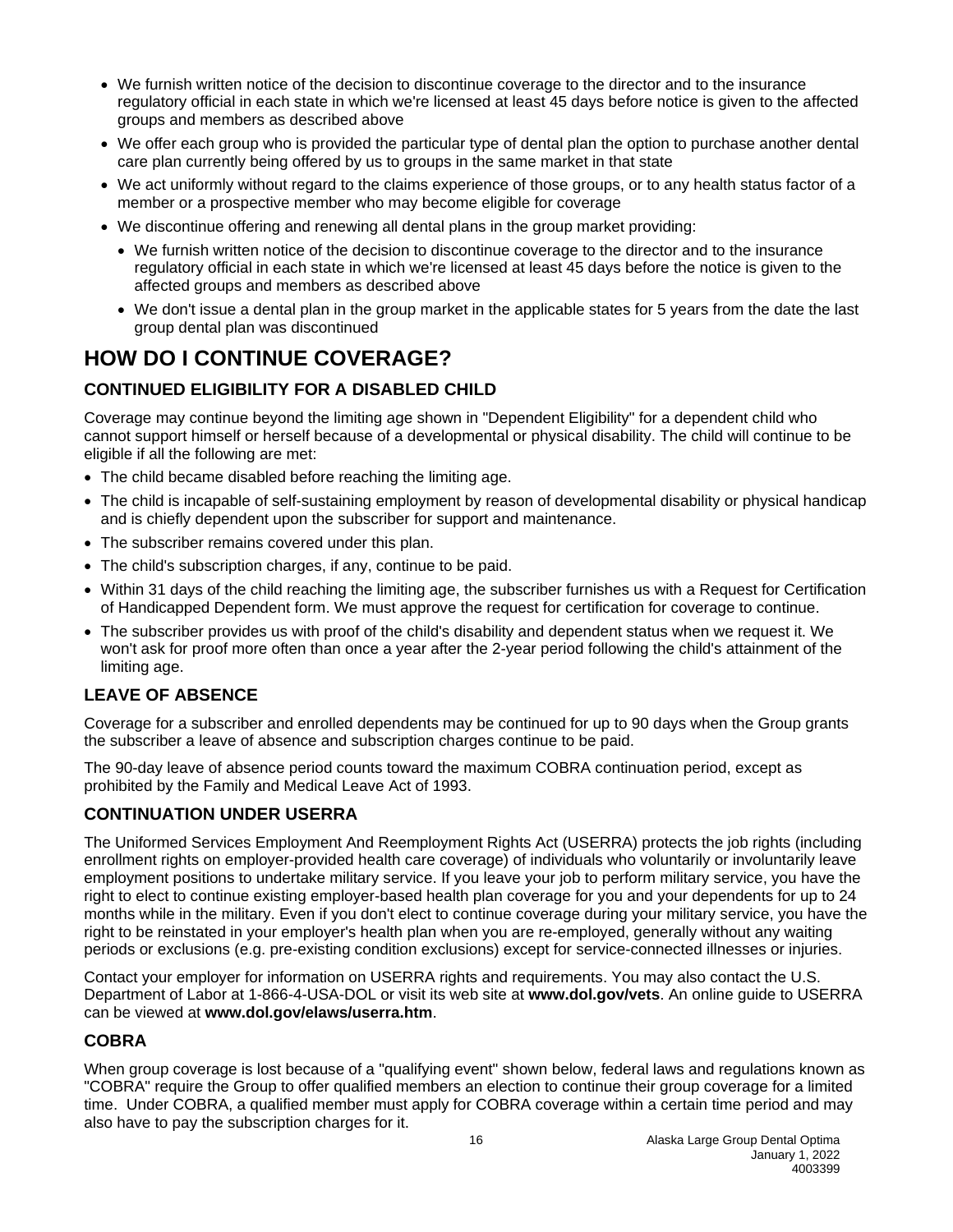- We furnish written notice of the decision to discontinue coverage to the director and to the insurance regulatory official in each state in which we're licensed at least 45 days before notice is given to the affected groups and members as described above
- We offer each group who is provided the particular type of dental plan the option to purchase another dental care plan currently being offered by us to groups in the same market in that state
- We act uniformly without regard to the claims experience of those groups, or to any health status factor of a member or a prospective member who may become eligible for coverage
- We discontinue offering and renewing all dental plans in the group market providing:
  - We furnish written notice of the decision to discontinue coverage to the director and to the insurance regulatory official in each state in which we're licensed at least 45 days before the notice is given to the affected groups and members as described above
  - We don't issue a dental plan in the group market in the applicable states for 5 years from the date the last group dental plan was discontinued

# HOW DO I CONTINUE COVERAGE?

## CONTINUED ELIGIBILITY FOR A DISABLED CHILD

Coverage may continue beyond the limiting age shown in "Dependent Eligibility" for a dependent child who cannot support himself or herself because of a developmental or physical disability. The child will continue to be eligible if all the following are met:

- The child became disabled before reaching the limiting age.
- The child is incapable of self-sustaining employment by reason of developmental disability or physical handicap and is chiefly dependent upon the subscriber for support and maintenance.
- The subscriber remains covered under this plan.
- The child's subscription charges, if any, continue to be paid.
- Within 31 days of the child reaching the limiting age, the subscriber furnishes us with a Request for Certification of Handicapped Dependent form. We must approve the request for certification for coverage to continue.
- The subscriber provides us with proof of the child's disability and dependent status when we request it. We won't ask for proof more often than once a year after the 2-year period following the child's attainment of the limiting age.

## LEAVE OF ABSENCE

Coverage for a subscriber and enrolled dependents may be continued for up to 90 days when the Group grants the subscriber a leave of absence and subscription charges continue to be paid.

The 90-day leave of absence period counts toward the maximum COBRA continuation period, except as prohibited by the Family and Medical Leave Act of 1993.

## CONTINUATION UNDER USERRA

The Uniformed Services Employment And Reemployment Rights Act (USERRA) protects the job rights (including enrollment rights on employer-provided health care coverage) of individuals who voluntarily or involuntarily leave employment positions to undertake military service. If you leave your job to perform military service, you have the right to elect to continue existing employer-based health plan coverage for you and your dependents for up to 24 months while in the military. Even if you don't elect to continue coverage during your military service, you have the right to be reinstated in your employer's health plan when you are re-employed, generally without any waiting periods or exclusions (e.g. pre-existing condition exclusions) except for service-connected illnesses or injuries.

Contact your employer for information on USERRA rights and requirements. You may also contact the U.S. Department of Labor at 1-866-4-USA-DOL or visit its web site at **www.dol.gov/vets**. An online guide to USERRA can be viewed at **www.dol.gov/elaws/userra.htm**.

## COBRA

When group coverage is lost because of a "qualifying event" shown below, federal laws and regulations known as "COBRA" require the Group to offer qualified members an election to continue their group coverage for a limited time. Under COBRA, a qualified member must apply for COBRA coverage within a certain time period and may also have to pay the subscription charges for it.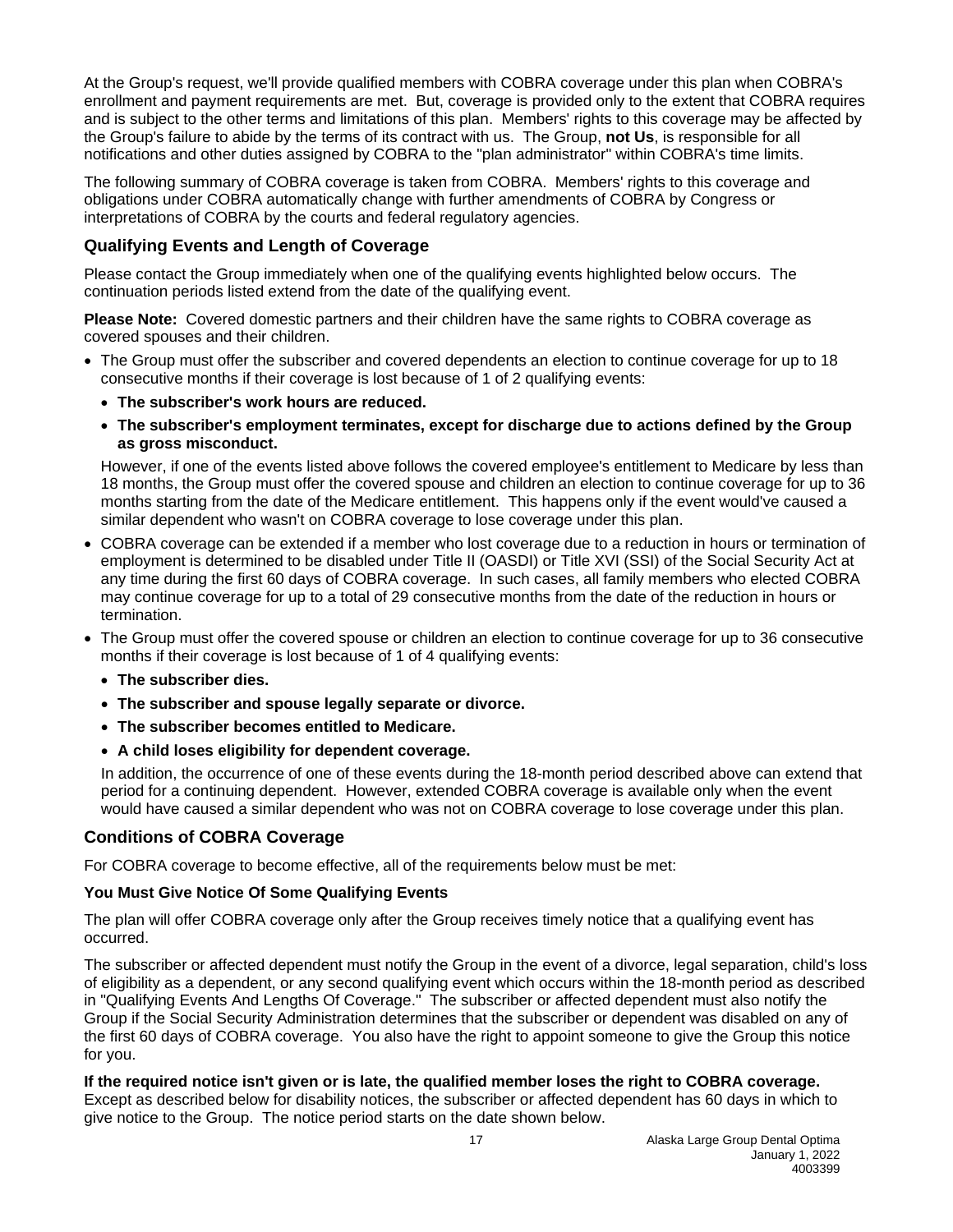At the Group's request, we'll provide qualified members with COBRA coverage under this plan when COBRA's enrollment and payment requirements are met. But, coverage is provided only to the extent that COBRA requires and is subject to the other terms and limitations of this plan. Members' rights to this coverage may be affected by the Group's failure to abide by the terms of its contract with us. The Group, **not Us**, is responsible for all notifications and other duties assigned by COBRA to the "plan administrator" within COBRA's time limits.

The following summary of COBRA coverage is taken from COBRA. Members' rights to this coverage and obligations under COBRA automatically change with further amendments of COBRA by Congress or interpretations of COBRA by the courts and federal regulatory agencies.

## Qualifying Events and Length of Coverage

Please contact the Group immediately when one of the qualifying events highlighted below occurs. The continuation periods listed extend from the date of the qualifying event.

**Please Note:** Covered domestic partners and their children have the same rights to COBRA coverage as covered spouses and their children.

- The Group must offer the subscriber and covered dependents an election to continue coverage for up to 18 consecutive months if their coverage is lost because of 1 of 2 qualifying events:
  - **The subscriber's work hours are reduced.**
  - **The subscriber's employment terminates, except for discharge due to actions defined by the Group as gross misconduct.**

  However, if one of the events listed above follows the covered employee's entitlement to Medicare by less than 18 months, the Group must offer the covered spouse and children an election to continue coverage for up to 36 months starting from the date of the Medicare entitlement. This happens only if the event would've caused a similar dependent who wasn't on COBRA coverage to lose coverage under this plan.
- COBRA coverage can be extended if a member who lost coverage due to a reduction in hours or termination of employment is determined to be disabled under Title II (OASDI) or Title XVI (SSI) of the Social Security Act at any time during the first 60 days of COBRA coverage. In such cases, all family members who elected COBRA may continue coverage for up to a total of 29 consecutive months from the date of the reduction in hours or termination.
- The Group must offer the covered spouse or children an election to continue coverage for up to 36 consecutive months if their coverage is lost because of 1 of 4 qualifying events:
  - **The subscriber dies.**
  - **The subscriber and spouse legally separate or divorce.**
  - **The subscriber becomes entitled to Medicare.**
  - **A child loses eligibility for dependent coverage.**

  In addition, the occurrence of one of these events during the 18-month period described above can extend that period for a continuing dependent. However, extended COBRA coverage is available only when the event would have caused a similar dependent who was not on COBRA coverage to lose coverage under this plan.

## Conditions of COBRA Coverage

For COBRA coverage to become effective, all of the requirements below must be met:

### You Must Give Notice Of Some Qualifying Events

The plan will offer COBRA coverage only after the Group receives timely notice that a qualifying event has occurred.

The subscriber or affected dependent must notify the Group in the event of a divorce, legal separation, child's loss of eligibility as a dependent, or any second qualifying event which occurs within the 18-month period as described in "Qualifying Events And Lengths Of Coverage." The subscriber or affected dependent must also notify the Group if the Social Security Administration determines that the subscriber or dependent was disabled on any of the first 60 days of COBRA coverage. You also have the right to appoint someone to give the Group this notice for you.

**If the required notice isn't given or is late, the qualified member loses the right to COBRA coverage.** Except as described below for disability notices, the subscriber or affected dependent has 60 days in which to give notice to the Group. The notice period starts on the date shown below.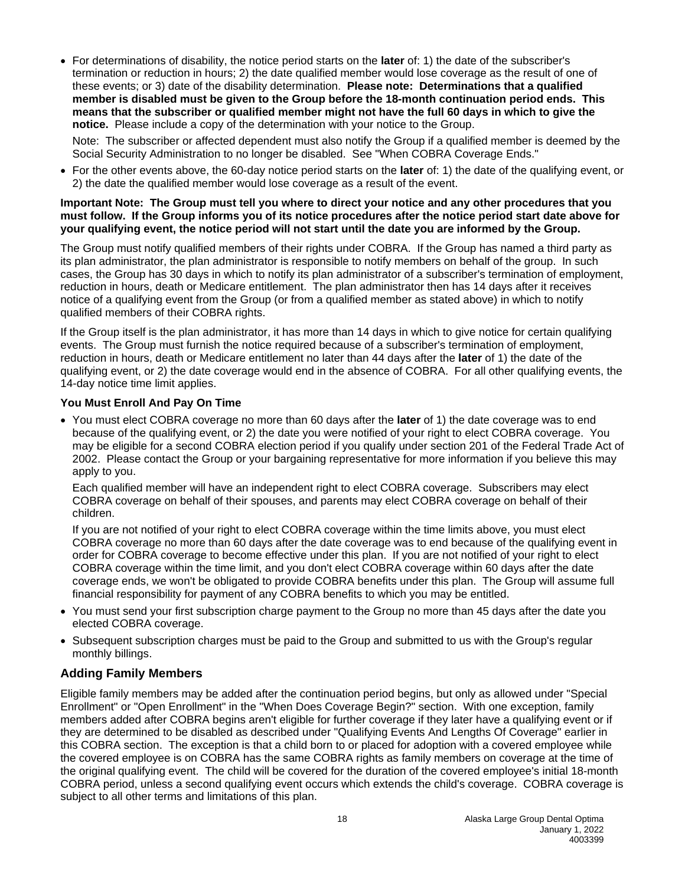- For determinations of disability, the notice period starts on the **later** of: 1) the date of the subscriber's termination or reduction in hours; 2) the date qualified member would lose coverage as the result of one of these events; or 3) date of the disability determination. **Please note: Determinations that a qualified member is disabled must be given to the Group before the 18-month continuation period ends. This means that the subscriber or qualified member might not have the full 60 days in which to give the notice.** Please include a copy of the determination with your notice to the Group.

  Note: The subscriber or affected dependent must also notify the Group if a qualified member is deemed by the Social Security Administration to no longer be disabled. See "When COBRA Coverage Ends."

- For the other events above, the 60-day notice period starts on the **later** of: 1) the date of the qualifying event, or 2) the date the qualified member would lose coverage as a result of the event.

**Important Note: The Group must tell you where to direct your notice and any other procedures that you must follow. If the Group informs you of its notice procedures after the notice period start date above for your qualifying event, the notice period will not start until the date you are informed by the Group.**

The Group must notify qualified members of their rights under COBRA. If the Group has named a third party as its plan administrator, the plan administrator is responsible to notify members on behalf of the group. In such cases, the Group has 30 days in which to notify its plan administrator of a subscriber's termination of employment, reduction in hours, death or Medicare entitlement. The plan administrator then has 14 days after it receives notice of a qualifying event from the Group (or from a qualified member as stated above) in which to notify qualified members of their COBRA rights.

If the Group itself is the plan administrator, it has more than 14 days in which to give notice for certain qualifying events. The Group must furnish the notice required because of a subscriber's termination of employment, reduction in hours, death or Medicare entitlement no later than 44 days after the **later** of 1) the date of the qualifying event, or 2) the date coverage would end in the absence of COBRA. For all other qualifying events, the 14-day notice time limit applies.

**You Must Enroll And Pay On Time**

- You must elect COBRA coverage no more than 60 days after the **later** of 1) the date coverage was to end because of the qualifying event, or 2) the date you were notified of your right to elect COBRA coverage. You may be eligible for a second COBRA election period if you qualify under section 201 of the Federal Trade Act of 2002. Please contact the Group or your bargaining representative for more information if you believe this may apply to you.

  Each qualified member will have an independent right to elect COBRA coverage. Subscribers may elect COBRA coverage on behalf of their spouses, and parents may elect COBRA coverage on behalf of their children.

  If you are not notified of your right to elect COBRA coverage within the time limits above, you must elect COBRA coverage no more than 60 days after the date coverage was to end because of the qualifying event in order for COBRA coverage to become effective under this plan. If you are not notified of your right to elect COBRA coverage within the time limit, and you don't elect COBRA coverage within 60 days after the date coverage ends, we won't be obligated to provide COBRA benefits under this plan. The Group will assume full financial responsibility for payment of any COBRA benefits to which you may be entitled.

- You must send your first subscription charge payment to the Group no more than 45 days after the date you elected COBRA coverage.
- Subsequent subscription charges must be paid to the Group and submitted to us with the Group's regular monthly billings.

## Adding Family Members

Eligible family members may be added after the continuation period begins, but only as allowed under "Special Enrollment" or "Open Enrollment" in the "When Does Coverage Begin?" section. With one exception, family members added after COBRA begins aren't eligible for further coverage if they later have a qualifying event or if they are determined to be disabled as described under "Qualifying Events And Lengths Of Coverage" earlier in this COBRA section. The exception is that a child born to or placed for adoption with a covered employee while the covered employee is on COBRA has the same COBRA rights as family members on coverage at the time of the original qualifying event. The child will be covered for the duration of the covered employee's initial 18-month COBRA period, unless a second qualifying event occurs which extends the child's coverage. COBRA coverage is subject to all other terms and limitations of this plan.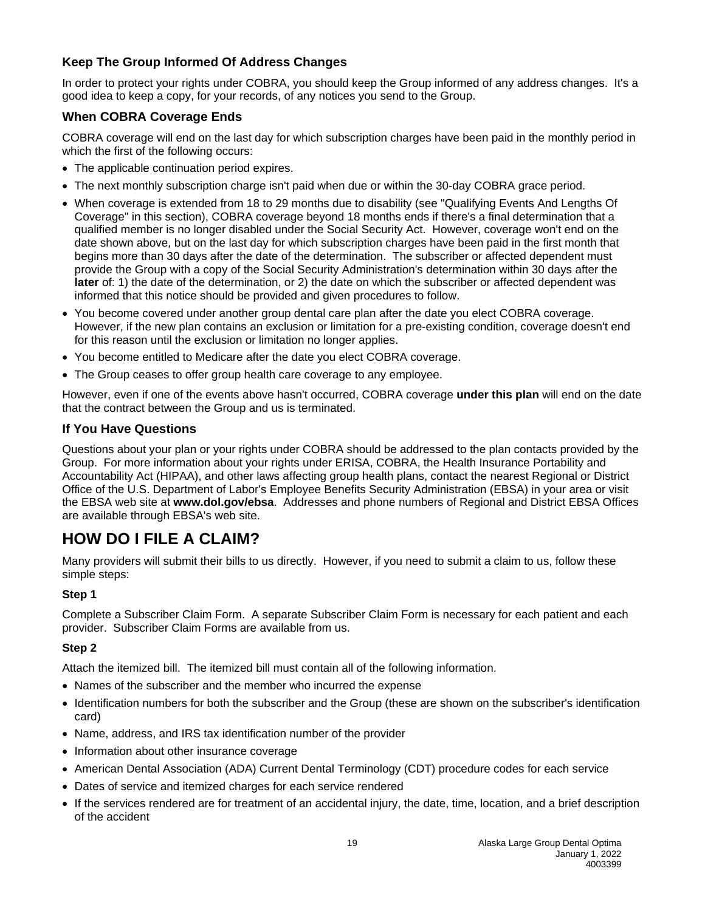### Keep The Group Informed Of Address Changes

In order to protect your rights under COBRA, you should keep the Group informed of any address changes. It's a good idea to keep a copy, for your records, of any notices you send to the Group.

### When COBRA Coverage Ends

COBRA coverage will end on the last day for which subscription charges have been paid in the monthly period in which the first of the following occurs:

- The applicable continuation period expires.
- The next monthly subscription charge isn't paid when due or within the 30-day COBRA grace period.
- When coverage is extended from 18 to 29 months due to disability (see "Qualifying Events And Lengths Of Coverage" in this section), COBRA coverage beyond 18 months ends if there's a final determination that a qualified member is no longer disabled under the Social Security Act. However, coverage won't end on the date shown above, but on the last day for which subscription charges have been paid in the first month that begins more than 30 days after the date of the determination. The subscriber or affected dependent must provide the Group with a copy of the Social Security Administration's determination within 30 days after the **later** of: 1) the date of the determination, or 2) the date on which the subscriber or affected dependent was informed that this notice should be provided and given procedures to follow.
- You become covered under another group dental care plan after the date you elect COBRA coverage. However, if the new plan contains an exclusion or limitation for a pre-existing condition, coverage doesn't end for this reason until the exclusion or limitation no longer applies.
- You become entitled to Medicare after the date you elect COBRA coverage.
- The Group ceases to offer group health care coverage to any employee.

However, even if one of the events above hasn't occurred, COBRA coverage **under this plan** will end on the date that the contract between the Group and us is terminated.

### If You Have Questions

Questions about your plan or your rights under COBRA should be addressed to the plan contacts provided by the Group. For more information about your rights under ERISA, COBRA, the Health Insurance Portability and Accountability Act (HIPAA), and other laws affecting group health plans, contact the nearest Regional or District Office of the U.S. Department of Labor's Employee Benefits Security Administration (EBSA) in your area or visit the EBSA web site at **www.dol.gov/ebsa**. Addresses and phone numbers of Regional and District EBSA Offices are available through EBSA's web site.

## HOW DO I FILE A CLAIM?

Many providers will submit their bills to us directly. However, if you need to submit a claim to us, follow these simple steps:

#### Step 1

Complete a Subscriber Claim Form. A separate Subscriber Claim Form is necessary for each patient and each provider. Subscriber Claim Forms are available from us.

#### Step 2

Attach the itemized bill. The itemized bill must contain all of the following information.

- Names of the subscriber and the member who incurred the expense
- Identification numbers for both the subscriber and the Group (these are shown on the subscriber's identification card)
- Name, address, and IRS tax identification number of the provider
- Information about other insurance coverage
- American Dental Association (ADA) Current Dental Terminology (CDT) procedure codes for each service
- Dates of service and itemized charges for each service rendered
- If the services rendered are for treatment of an accidental injury, the date, time, location, and a brief description of the accident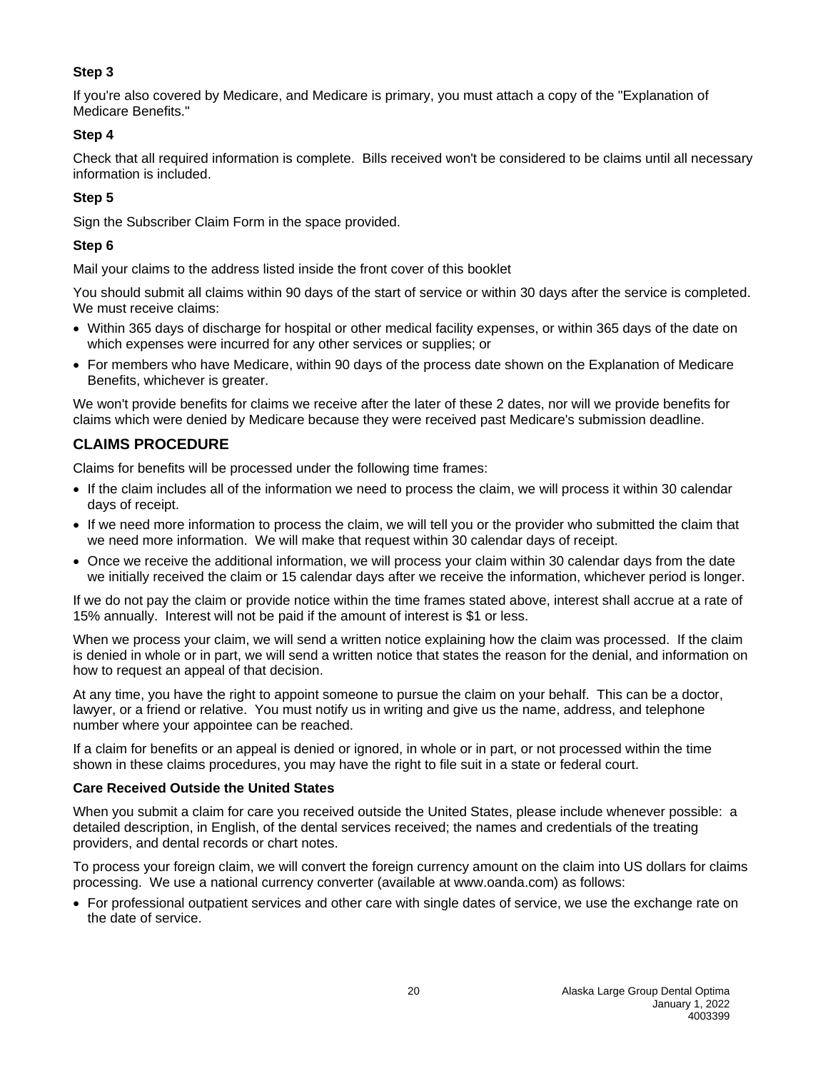**Step 3**

If you're also covered by Medicare, and Medicare is primary, you must attach a copy of the "Explanation of Medicare Benefits."

**Step 4**

Check that all required information is complete. Bills received won't be considered to be claims until all necessary information is included.

**Step 5**

Sign the Subscriber Claim Form in the space provided.

**Step 6**

Mail your claims to the address listed inside the front cover of this booklet

You should submit all claims within 90 days of the start of service or within 30 days after the service is completed. We must receive claims:

- Within 365 days of discharge for hospital or other medical facility expenses, or within 365 days of the date on which expenses were incurred for any other services or supplies; or
- For members who have Medicare, within 90 days of the process date shown on the Explanation of Medicare Benefits, whichever is greater.

We won't provide benefits for claims we receive after the later of these 2 dates, nor will we provide benefits for claims which were denied by Medicare because they were received past Medicare's submission deadline.

## CLAIMS PROCEDURE

Claims for benefits will be processed under the following time frames:

- If the claim includes all of the information we need to process the claim, we will process it within 30 calendar days of receipt.
- If we need more information to process the claim, we will tell you or the provider who submitted the claim that we need more information. We will make that request within 30 calendar days of receipt.
- Once we receive the additional information, we will process your claim within 30 calendar days from the date we initially received the claim or 15 calendar days after we receive the information, whichever period is longer.

If we do not pay the claim or provide notice within the time frames stated above, interest shall accrue at a rate of 15% annually. Interest will not be paid if the amount of interest is $1 or less.

When we process your claim, we will send a written notice explaining how the claim was processed. If the claim is denied in whole or in part, we will send a written notice that states the reason for the denial, and information on how to request an appeal of that decision.

At any time, you have the right to appoint someone to pursue the claim on your behalf. This can be a doctor, lawyer, or a friend or relative. You must notify us in writing and give us the name, address, and telephone number where your appointee can be reached.

If a claim for benefits or an appeal is denied or ignored, in whole or in part, or not processed within the time shown in these claims procedures, you may have the right to file suit in a state or federal court.

**Care Received Outside the United States**

When you submit a claim for care you received outside the United States, please include whenever possible: a detailed description, in English, of the dental services received; the names and credentials of the treating providers, and dental records or chart notes.

To process your foreign claim, we will convert the foreign currency amount on the claim into US dollars for claims processing. We use a national currency converter (available at www.oanda.com) as follows:

- For professional outpatient services and other care with single dates of service, we use the exchange rate on the date of service.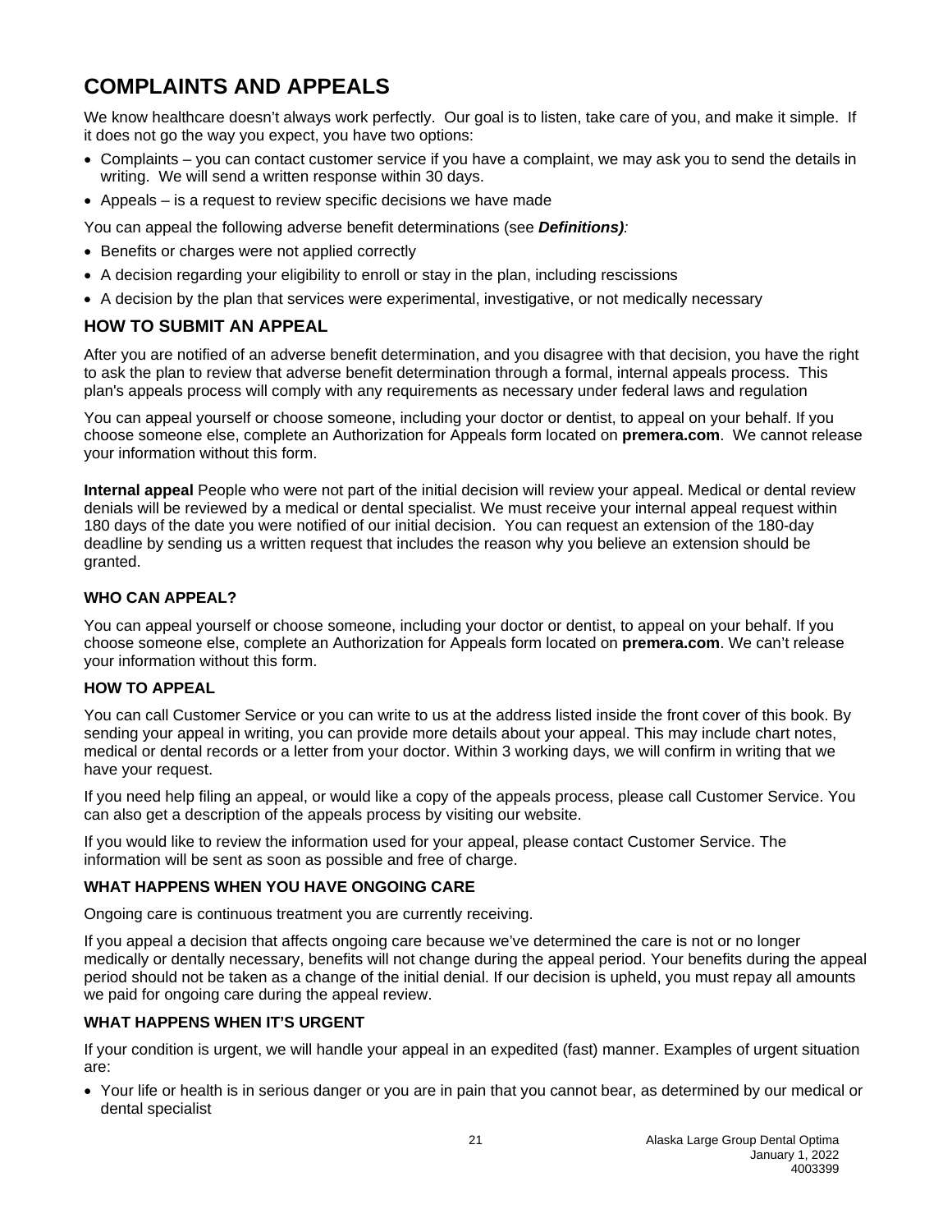# COMPLAINTS AND APPEALS

We know healthcare doesn't always work perfectly. Our goal is to listen, take care of you, and make it simple. If it does not go the way you expect, you have two options:

- Complaints – you can contact customer service if you have a complaint, we may ask you to send the details in writing. We will send a written response within 30 days.
- Appeals – is a request to review specific decisions we have made

You can appeal the following adverse benefit determinations (see ***Definitions)***:

- Benefits or charges were not applied correctly
- A decision regarding your eligibility to enroll or stay in the plan, including rescissions
- A decision by the plan that services were experimental, investigative, or not medically necessary

## HOW TO SUBMIT AN APPEAL

After you are notified of an adverse benefit determination, and you disagree with that decision, you have the right to ask the plan to review that adverse benefit determination through a formal, internal appeals process. This plan's appeals process will comply with any requirements as necessary under federal laws and regulation

You can appeal yourself or choose someone, including your doctor or dentist, to appeal on your behalf. If you choose someone else, complete an Authorization for Appeals form located on **premera.com**. We cannot release your information without this form.

**Internal appeal** People who were not part of the initial decision will review your appeal. Medical or dental review denials will be reviewed by a medical or dental specialist. We must receive your internal appeal request within 180 days of the date you were notified of our initial decision. You can request an extension of the 180-day deadline by sending us a written request that includes the reason why you believe an extension should be granted.

### WHO CAN APPEAL?

You can appeal yourself or choose someone, including your doctor or dentist, to appeal on your behalf. If you choose someone else, complete an Authorization for Appeals form located on **premera.com**. We can't release your information without this form.

### HOW TO APPEAL

You can call Customer Service or you can write to us at the address listed inside the front cover of this book. By sending your appeal in writing, you can provide more details about your appeal. This may include chart notes, medical or dental records or a letter from your doctor. Within 3 working days, we will confirm in writing that we have your request.

If you need help filing an appeal, or would like a copy of the appeals process, please call Customer Service. You can also get a description of the appeals process by visiting our website.

If you would like to review the information used for your appeal, please contact Customer Service. The information will be sent as soon as possible and free of charge.

### WHAT HAPPENS WHEN YOU HAVE ONGOING CARE

Ongoing care is continuous treatment you are currently receiving.

If you appeal a decision that affects ongoing care because we've determined the care is not or no longer medically or dentally necessary, benefits will not change during the appeal period. Your benefits during the appeal period should not be taken as a change of the initial denial. If our decision is upheld, you must repay all amounts we paid for ongoing care during the appeal review.

### WHAT HAPPENS WHEN IT'S URGENT

If your condition is urgent, we will handle your appeal in an expedited (fast) manner. Examples of urgent situation are:

- Your life or health is in serious danger or you are in pain that you cannot bear, as determined by our medical or dental specialist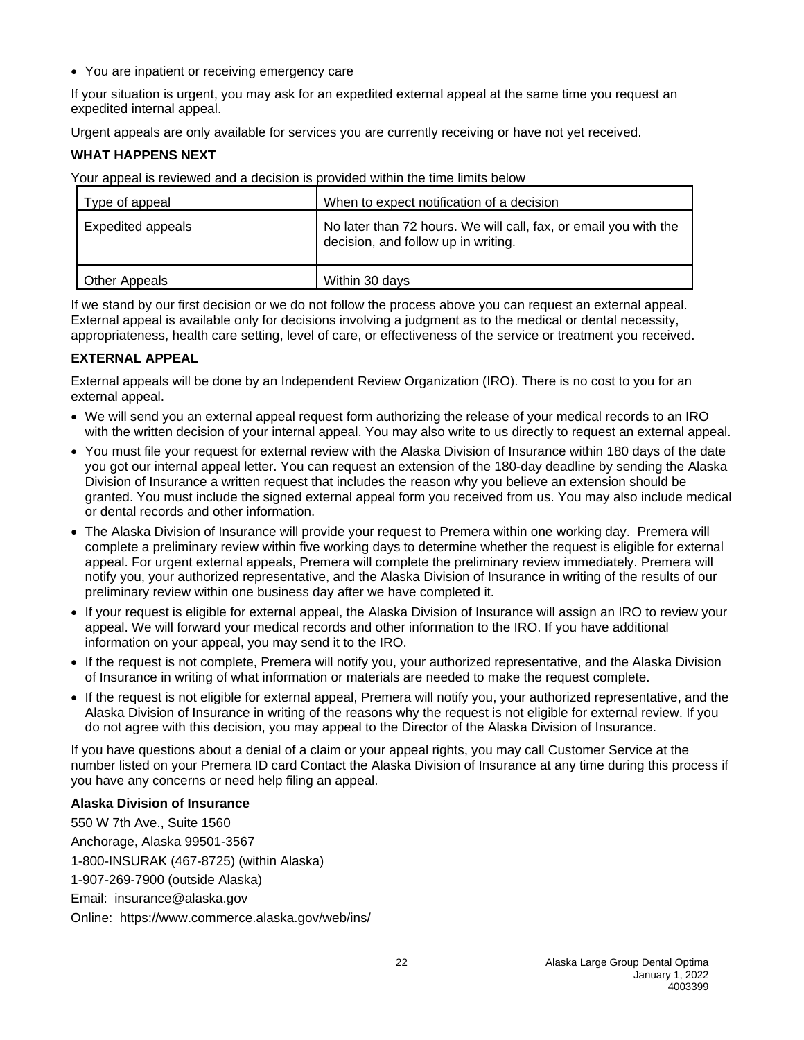- You are inpatient or receiving emergency care

If your situation is urgent, you may ask for an expedited external appeal at the same time you request an expedited internal appeal.

Urgent appeals are only available for services you are currently receiving or have not yet received.

**WHAT HAPPENS NEXT**

Your appeal is reviewed and a decision is provided within the time limits below

| Type of appeal | When to expect notification of a decision |
|---|---|
| Expedited appeals | No later than 72 hours. We will call, fax, or email you with the decision, and follow up in writing. |
| Other Appeals | Within 30 days |

If we stand by our first decision or we do not follow the process above you can request an external appeal. External appeal is available only for decisions involving a judgment as to the medical or dental necessity, appropriateness, health care setting, level of care, or effectiveness of the service or treatment you received.

**EXTERNAL APPEAL**

External appeals will be done by an Independent Review Organization (IRO). There is no cost to you for an external appeal.

- We will send you an external appeal request form authorizing the release of your medical records to an IRO with the written decision of your internal appeal. You may also write to us directly to request an external appeal.
- You must file your request for external review with the Alaska Division of Insurance within 180 days of the date you got our internal appeal letter. You can request an extension of the 180-day deadline by sending the Alaska Division of Insurance a written request that includes the reason why you believe an extension should be granted. You must include the signed external appeal form you received from us. You may also include medical or dental records and other information.
- The Alaska Division of Insurance will provide your request to Premera within one working day. Premera will complete a preliminary review within five working days to determine whether the request is eligible for external appeal. For urgent external appeals, Premera will complete the preliminary review immediately. Premera will notify you, your authorized representative, and the Alaska Division of Insurance in writing of the results of our preliminary review within one business day after we have completed it.
- If your request is eligible for external appeal, the Alaska Division of Insurance will assign an IRO to review your appeal. We will forward your medical records and other information to the IRO. If you have additional information on your appeal, you may send it to the IRO.
- If the request is not complete, Premera will notify you, your authorized representative, and the Alaska Division of Insurance in writing of what information or materials are needed to make the request complete.
- If the request is not eligible for external appeal, Premera will notify you, your authorized representative, and the Alaska Division of Insurance in writing of the reasons why the request is not eligible for external review. If you do not agree with this decision, you may appeal to the Director of the Alaska Division of Insurance.

If you have questions about a denial of a claim or your appeal rights, you may call Customer Service at the number listed on your Premera ID card Contact the Alaska Division of Insurance at any time during this process if you have any concerns or need help filing an appeal.

**Alaska Division of Insurance**

550 W 7th Ave., Suite 1560

Anchorage, Alaska 99501-3567

1-800-INSURAK (467-8725) (within Alaska)

1-907-269-7900 (outside Alaska)

Email: insurance@alaska.gov

Online: https://www.commerce.alaska.gov/web/ins/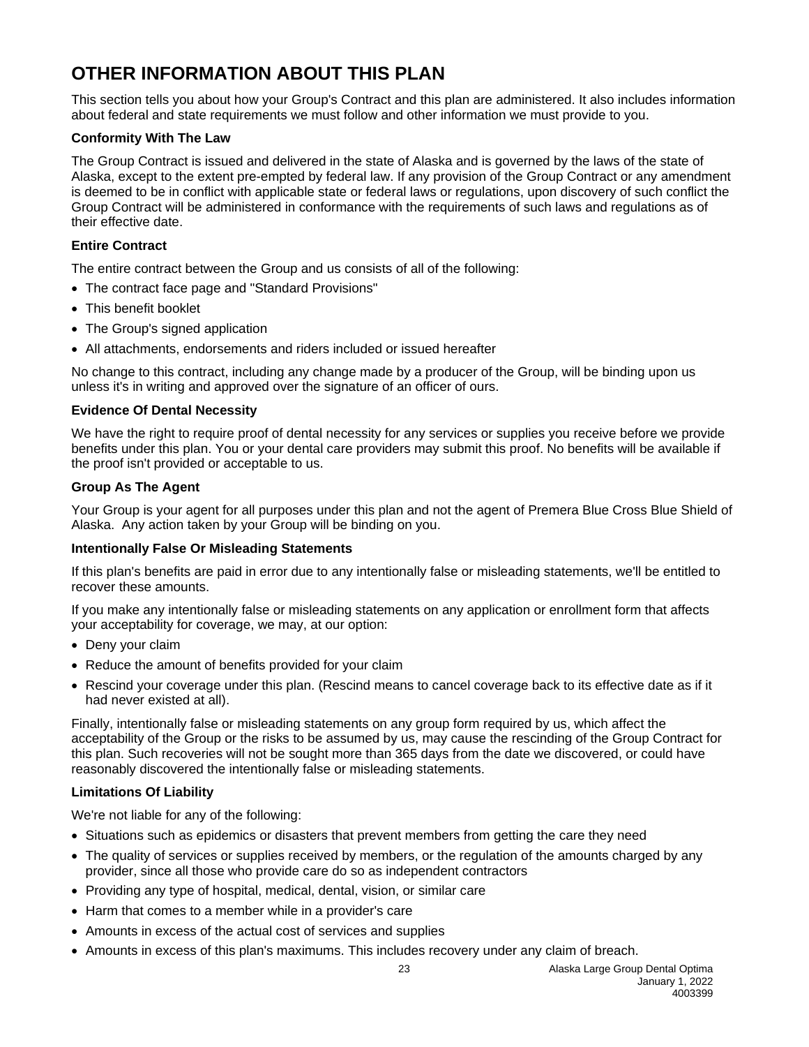# OTHER INFORMATION ABOUT THIS PLAN

This section tells you about how your Group's Contract and this plan are administered. It also includes information about federal and state requirements we must follow and other information we must provide to you.

**Conformity With The Law**

The Group Contract is issued and delivered in the state of Alaska and is governed by the laws of the state of Alaska, except to the extent pre-empted by federal law. If any provision of the Group Contract or any amendment is deemed to be in conflict with applicable state or federal laws or regulations, upon discovery of such conflict the Group Contract will be administered in conformance with the requirements of such laws and regulations as of their effective date.

**Entire Contract**

The entire contract between the Group and us consists of all of the following:

- The contract face page and "Standard Provisions"
- This benefit booklet
- The Group's signed application
- All attachments, endorsements and riders included or issued hereafter

No change to this contract, including any change made by a producer of the Group, will be binding upon us unless it's in writing and approved over the signature of an officer of ours.

**Evidence Of Dental Necessity**

We have the right to require proof of dental necessity for any services or supplies you receive before we provide benefits under this plan. You or your dental care providers may submit this proof. No benefits will be available if the proof isn't provided or acceptable to us.

**Group As The Agent**

Your Group is your agent for all purposes under this plan and not the agent of Premera Blue Cross Blue Shield of Alaska. Any action taken by your Group will be binding on you.

**Intentionally False Or Misleading Statements**

If this plan's benefits are paid in error due to any intentionally false or misleading statements, we'll be entitled to recover these amounts.

If you make any intentionally false or misleading statements on any application or enrollment form that affects your acceptability for coverage, we may, at our option:

- Deny your claim
- Reduce the amount of benefits provided for your claim
- Rescind your coverage under this plan. (Rescind means to cancel coverage back to its effective date as if it had never existed at all).

Finally, intentionally false or misleading statements on any group form required by us, which affect the acceptability of the Group or the risks to be assumed by us, may cause the rescinding of the Group Contract for this plan. Such recoveries will not be sought more than 365 days from the date we discovered, or could have reasonably discovered the intentionally false or misleading statements.

**Limitations Of Liability**

We're not liable for any of the following:

- Situations such as epidemics or disasters that prevent members from getting the care they need
- The quality of services or supplies received by members, or the regulation of the amounts charged by any provider, since all those who provide care do so as independent contractors
- Providing any type of hospital, medical, dental, vision, or similar care
- Harm that comes to a member while in a provider's care
- Amounts in excess of the actual cost of services and supplies
- Amounts in excess of this plan's maximums. This includes recovery under any claim of breach.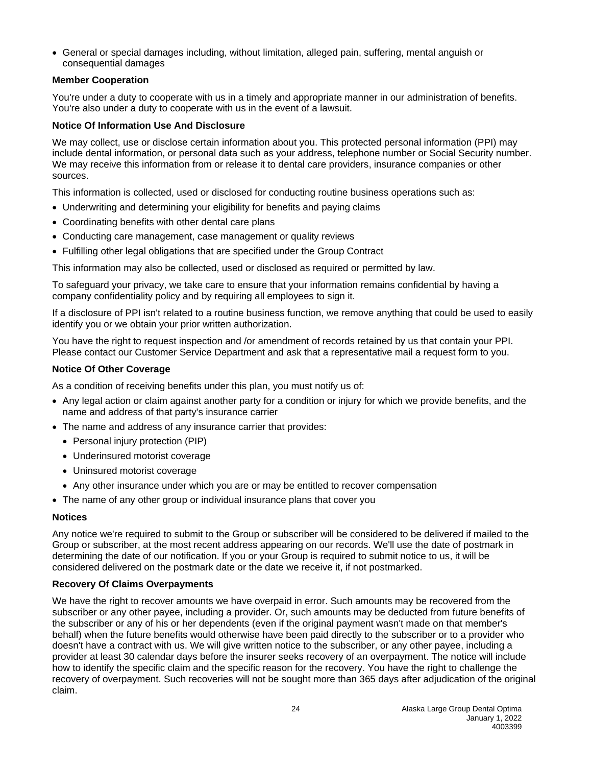- General or special damages including, without limitation, alleged pain, suffering, mental anguish or consequential damages

**Member Cooperation**

You're under a duty to cooperate with us in a timely and appropriate manner in our administration of benefits. You're also under a duty to cooperate with us in the event of a lawsuit.

**Notice Of Information Use And Disclosure**

We may collect, use or disclose certain information about you. This protected personal information (PPI) may include dental information, or personal data such as your address, telephone number or Social Security number. We may receive this information from or release it to dental care providers, insurance companies or other sources.

This information is collected, used or disclosed for conducting routine business operations such as:

- Underwriting and determining your eligibility for benefits and paying claims
- Coordinating benefits with other dental care plans
- Conducting care management, case management or quality reviews
- Fulfilling other legal obligations that are specified under the Group Contract

This information may also be collected, used or disclosed as required or permitted by law.

To safeguard your privacy, we take care to ensure that your information remains confidential by having a company confidentiality policy and by requiring all employees to sign it.

If a disclosure of PPI isn't related to a routine business function, we remove anything that could be used to easily identify you or we obtain your prior written authorization.

You have the right to request inspection and /or amendment of records retained by us that contain your PPI. Please contact our Customer Service Department and ask that a representative mail a request form to you.

**Notice Of Other Coverage**

As a condition of receiving benefits under this plan, you must notify us of:

- Any legal action or claim against another party for a condition or injury for which we provide benefits, and the name and address of that party's insurance carrier
- The name and address of any insurance carrier that provides:
  - Personal injury protection (PIP)
  - Underinsured motorist coverage
  - Uninsured motorist coverage
  - Any other insurance under which you are or may be entitled to recover compensation
- The name of any other group or individual insurance plans that cover you

**Notices**

Any notice we're required to submit to the Group or subscriber will be considered to be delivered if mailed to the Group or subscriber, at the most recent address appearing on our records. We'll use the date of postmark in determining the date of our notification. If you or your Group is required to submit notice to us, it will be considered delivered on the postmark date or the date we receive it, if not postmarked.

**Recovery Of Claims Overpayments**

We have the right to recover amounts we have overpaid in error. Such amounts may be recovered from the subscriber or any other payee, including a provider. Or, such amounts may be deducted from future benefits of the subscriber or any of his or her dependents (even if the original payment wasn't made on that member's behalf) when the future benefits would otherwise have been paid directly to the subscriber or to a provider who doesn't have a contract with us. We will give written notice to the subscriber, or any other payee, including a provider at least 30 calendar days before the insurer seeks recovery of an overpayment. The notice will include how to identify the specific claim and the specific reason for the recovery. You have the right to challenge the recovery of overpayment. Such recoveries will not be sought more than 365 days after adjudication of the original claim.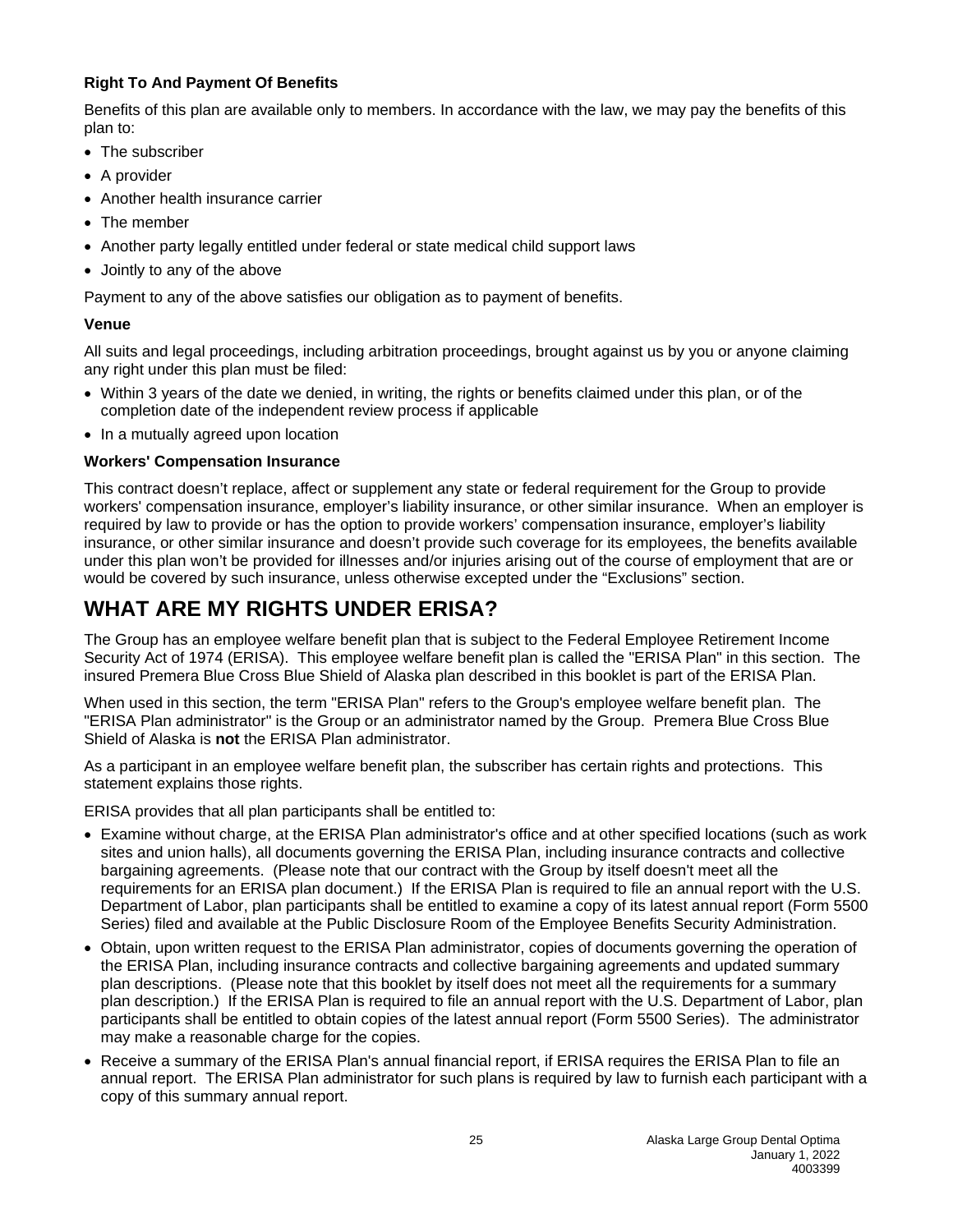**Right To And Payment Of Benefits**

Benefits of this plan are available only to members. In accordance with the law, we may pay the benefits of this plan to:

- The subscriber
- A provider
- Another health insurance carrier
- The member
- Another party legally entitled under federal or state medical child support laws
- Jointly to any of the above

Payment to any of the above satisfies our obligation as to payment of benefits.

**Venue**

All suits and legal proceedings, including arbitration proceedings, brought against us by you or anyone claiming any right under this plan must be filed:

- Within 3 years of the date we denied, in writing, the rights or benefits claimed under this plan, or of the completion date of the independent review process if applicable
- In a mutually agreed upon location

**Workers' Compensation Insurance**

This contract doesn't replace, affect or supplement any state or federal requirement for the Group to provide workers' compensation insurance, employer's liability insurance, or other similar insurance. When an employer is required by law to provide or has the option to provide workers' compensation insurance, employer's liability insurance, or other similar insurance and doesn't provide such coverage for its employees, the benefits available under this plan won't be provided for illnesses and/or injuries arising out of the course of employment that are or would be covered by such insurance, unless otherwise excepted under the "Exclusions" section.

# WHAT ARE MY RIGHTS UNDER ERISA?

The Group has an employee welfare benefit plan that is subject to the Federal Employee Retirement Income Security Act of 1974 (ERISA). This employee welfare benefit plan is called the "ERISA Plan" in this section. The insured Premera Blue Cross Blue Shield of Alaska plan described in this booklet is part of the ERISA Plan.

When used in this section, the term "ERISA Plan" refers to the Group's employee welfare benefit plan. The "ERISA Plan administrator" is the Group or an administrator named by the Group. Premera Blue Cross Blue Shield of Alaska is **not** the ERISA Plan administrator.

As a participant in an employee welfare benefit plan, the subscriber has certain rights and protections. This statement explains those rights.

ERISA provides that all plan participants shall be entitled to:

- Examine without charge, at the ERISA Plan administrator's office and at other specified locations (such as work sites and union halls), all documents governing the ERISA Plan, including insurance contracts and collective bargaining agreements. (Please note that our contract with the Group by itself doesn't meet all the requirements for an ERISA plan document.) If the ERISA Plan is required to file an annual report with the U.S. Department of Labor, plan participants shall be entitled to examine a copy of its latest annual report (Form 5500 Series) filed and available at the Public Disclosure Room of the Employee Benefits Security Administration.
- Obtain, upon written request to the ERISA Plan administrator, copies of documents governing the operation of the ERISA Plan, including insurance contracts and collective bargaining agreements and updated summary plan descriptions. (Please note that this booklet by itself does not meet all the requirements for a summary plan description.) If the ERISA Plan is required to file an annual report with the U.S. Department of Labor, plan participants shall be entitled to obtain copies of the latest annual report (Form 5500 Series). The administrator may make a reasonable charge for the copies.
- Receive a summary of the ERISA Plan's annual financial report, if ERISA requires the ERISA Plan to file an annual report. The ERISA Plan administrator for such plans is required by law to furnish each participant with a copy of this summary annual report.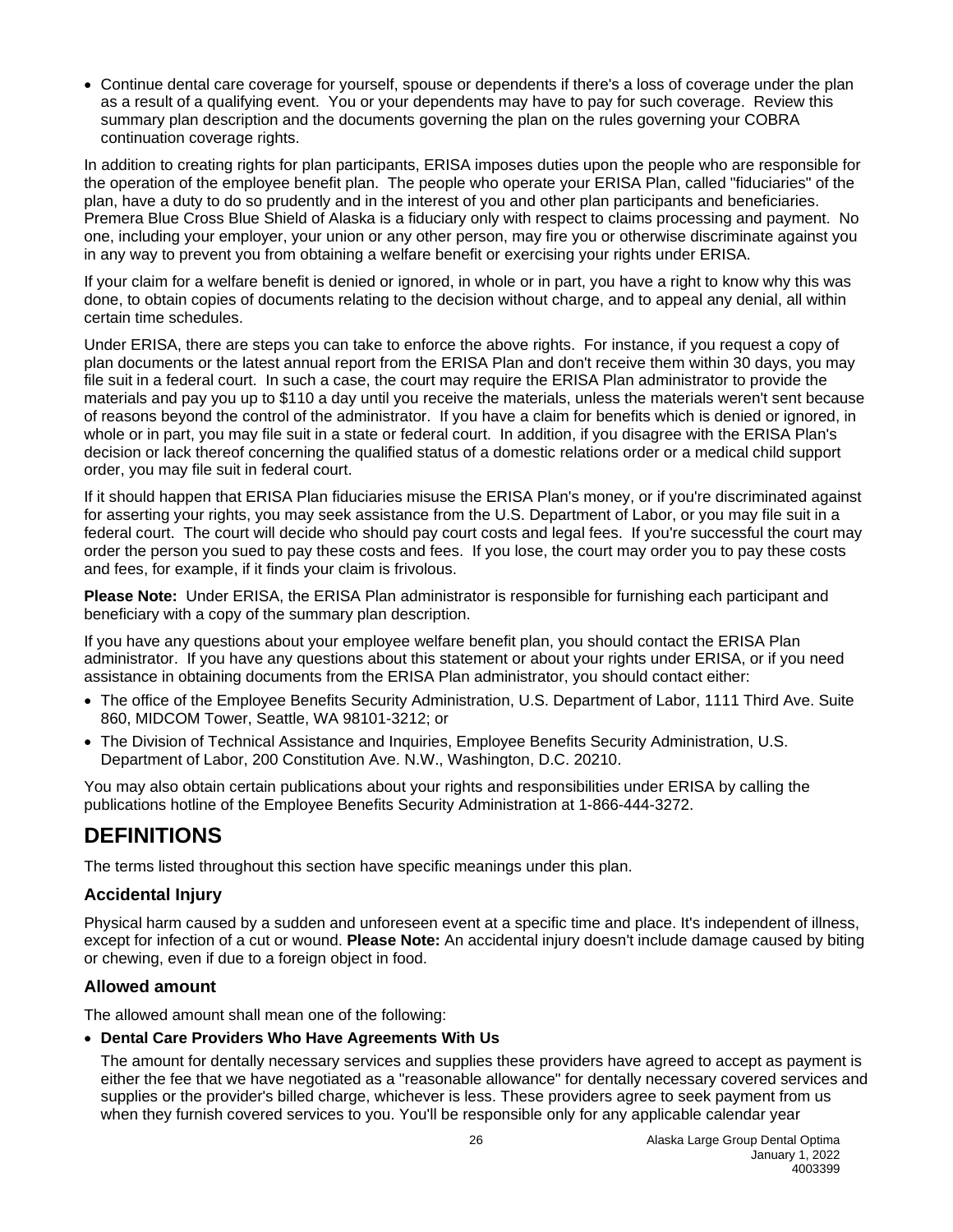- Continue dental care coverage for yourself, spouse or dependents if there's a loss of coverage under the plan as a result of a qualifying event. You or your dependents may have to pay for such coverage. Review this summary plan description and the documents governing the plan on the rules governing your COBRA continuation coverage rights.

In addition to creating rights for plan participants, ERISA imposes duties upon the people who are responsible for the operation of the employee benefit plan. The people who operate your ERISA Plan, called "fiduciaries" of the plan, have a duty to do so prudently and in the interest of you and other plan participants and beneficiaries. Premera Blue Cross Blue Shield of Alaska is a fiduciary only with respect to claims processing and payment. No one, including your employer, your union or any other person, may fire you or otherwise discriminate against you in any way to prevent you from obtaining a welfare benefit or exercising your rights under ERISA.

If your claim for a welfare benefit is denied or ignored, in whole or in part, you have a right to know why this was done, to obtain copies of documents relating to the decision without charge, and to appeal any denial, all within certain time schedules.

Under ERISA, there are steps you can take to enforce the above rights. For instance, if you request a copy of plan documents or the latest annual report from the ERISA Plan and don't receive them within 30 days, you may file suit in a federal court. In such a case, the court may require the ERISA Plan administrator to provide the materials and pay you up to $110 a day until you receive the materials, unless the materials weren't sent because of reasons beyond the control of the administrator. If you have a claim for benefits which is denied or ignored, in whole or in part, you may file suit in a state or federal court. In addition, if you disagree with the ERISA Plan's decision or lack thereof concerning the qualified status of a domestic relations order or a medical child support order, you may file suit in federal court.

If it should happen that ERISA Plan fiduciaries misuse the ERISA Plan's money, or if you're discriminated against for asserting your rights, you may seek assistance from the U.S. Department of Labor, or you may file suit in a federal court. The court will decide who should pay court costs and legal fees. If you're successful the court may order the person you sued to pay these costs and fees. If you lose, the court may order you to pay these costs and fees, for example, if it finds your claim is frivolous.

**Please Note:** Under ERISA, the ERISA Plan administrator is responsible for furnishing each participant and beneficiary with a copy of the summary plan description.

If you have any questions about your employee welfare benefit plan, you should contact the ERISA Plan administrator. If you have any questions about this statement or about your rights under ERISA, or if you need assistance in obtaining documents from the ERISA Plan administrator, you should contact either:

- The office of the Employee Benefits Security Administration, U.S. Department of Labor, 1111 Third Ave. Suite 860, MIDCOM Tower, Seattle, WA 98101-3212; or
- The Division of Technical Assistance and Inquiries, Employee Benefits Security Administration, U.S. Department of Labor, 200 Constitution Ave. N.W., Washington, D.C. 20210.

You may also obtain certain publications about your rights and responsibilities under ERISA by calling the publications hotline of the Employee Benefits Security Administration at 1-866-444-3272.

# DEFINITIONS

The terms listed throughout this section have specific meanings under this plan.

### Accidental Injury

Physical harm caused by a sudden and unforeseen event at a specific time and place. It's independent of illness, except for infection of a cut or wound. **Please Note:** An accidental injury doesn't include damage caused by biting or chewing, even if due to a foreign object in food.

### Allowed amount

The allowed amount shall mean one of the following:

- **Dental Care Providers Who Have Agreements With Us**

  The amount for dentally necessary services and supplies these providers have agreed to accept as payment is either the fee that we have negotiated as a "reasonable allowance" for dentally necessary covered services and supplies or the provider's billed charge, whichever is less. These providers agree to seek payment from us when they furnish covered services to you. You'll be responsible only for any applicable calendar year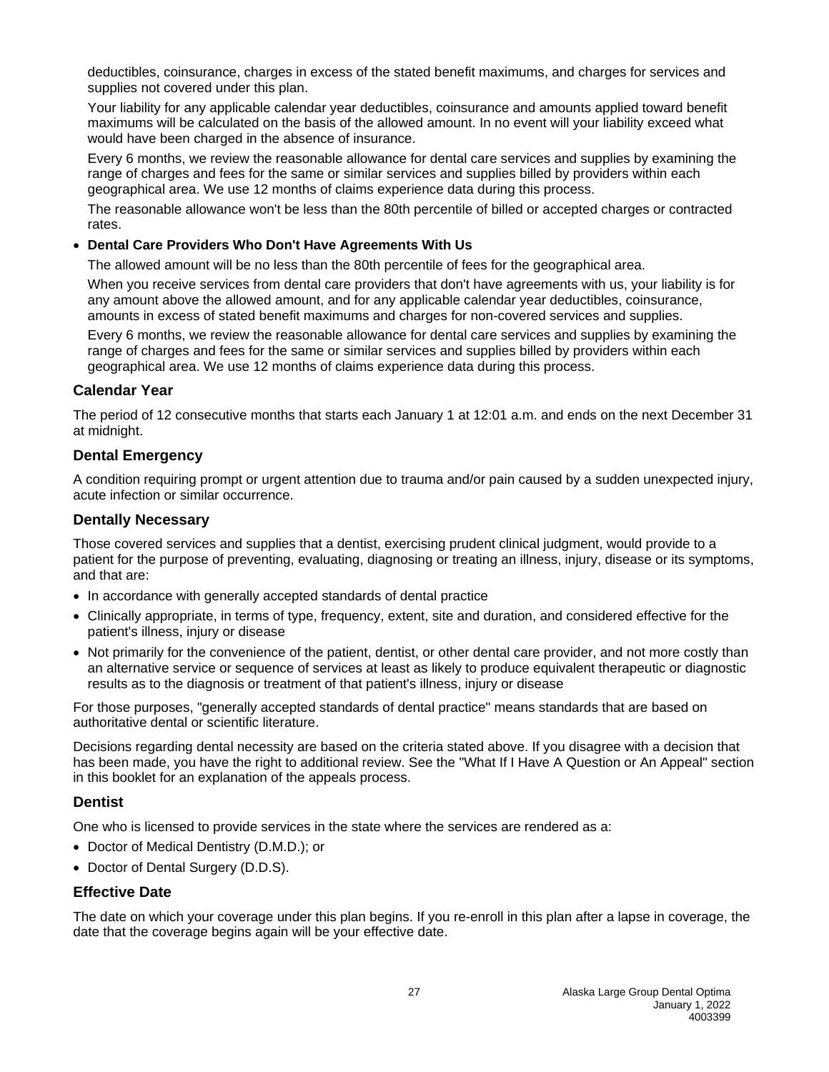deductibles, coinsurance, charges in excess of the stated benefit maximums, and charges for services and supplies not covered under this plan.

Your liability for any applicable calendar year deductibles, coinsurance and amounts applied toward benefit maximums will be calculated on the basis of the allowed amount. In no event will your liability exceed what would have been charged in the absence of insurance.

Every 6 months, we review the reasonable allowance for dental care services and supplies by examining the range of charges and fees for the same or similar services and supplies billed by providers within each geographical area. We use 12 months of claims experience data during this process.

The reasonable allowance won't be less than the 80th percentile of billed or accepted charges or contracted rates.

- **Dental Care Providers Who Don't Have Agreements With Us**

  The allowed amount will be no less than the 80th percentile of fees for the geographical area.

  When you receive services from dental care providers that don't have agreements with us, your liability is for any amount above the allowed amount, and for any applicable calendar year deductibles, coinsurance, amounts in excess of stated benefit maximums and charges for non-covered services and supplies.

  Every 6 months, we review the reasonable allowance for dental care services and supplies by examining the range of charges and fees for the same or similar services and supplies billed by providers within each geographical area. We use 12 months of claims experience data during this process.

### Calendar Year

The period of 12 consecutive months that starts each January 1 at 12:01 a.m. and ends on the next December 31 at midnight.

### Dental Emergency

A condition requiring prompt or urgent attention due to trauma and/or pain caused by a sudden unexpected injury, acute infection or similar occurrence.

### Dentally Necessary

Those covered services and supplies that a dentist, exercising prudent clinical judgment, would provide to a patient for the purpose of preventing, evaluating, diagnosing or treating an illness, injury, disease or its symptoms, and that are:

- In accordance with generally accepted standards of dental practice
- Clinically appropriate, in terms of type, frequency, extent, site and duration, and considered effective for the patient's illness, injury or disease
- Not primarily for the convenience of the patient, dentist, or other dental care provider, and not more costly than an alternative service or sequence of services at least as likely to produce equivalent therapeutic or diagnostic results as to the diagnosis or treatment of that patient's illness, injury or disease

For those purposes, "generally accepted standards of dental practice" means standards that are based on authoritative dental or scientific literature.

Decisions regarding dental necessity are based on the criteria stated above. If you disagree with a decision that has been made, you have the right to additional review. See the "What If I Have A Question or An Appeal" section in this booklet for an explanation of the appeals process.

### Dentist

One who is licensed to provide services in the state where the services are rendered as a:

- Doctor of Medical Dentistry (D.M.D.); or
- Doctor of Dental Surgery (D.D.S).

### Effective Date

The date on which your coverage under this plan begins. If you re-enroll in this plan after a lapse in coverage, the date that the coverage begins again will be your effective date.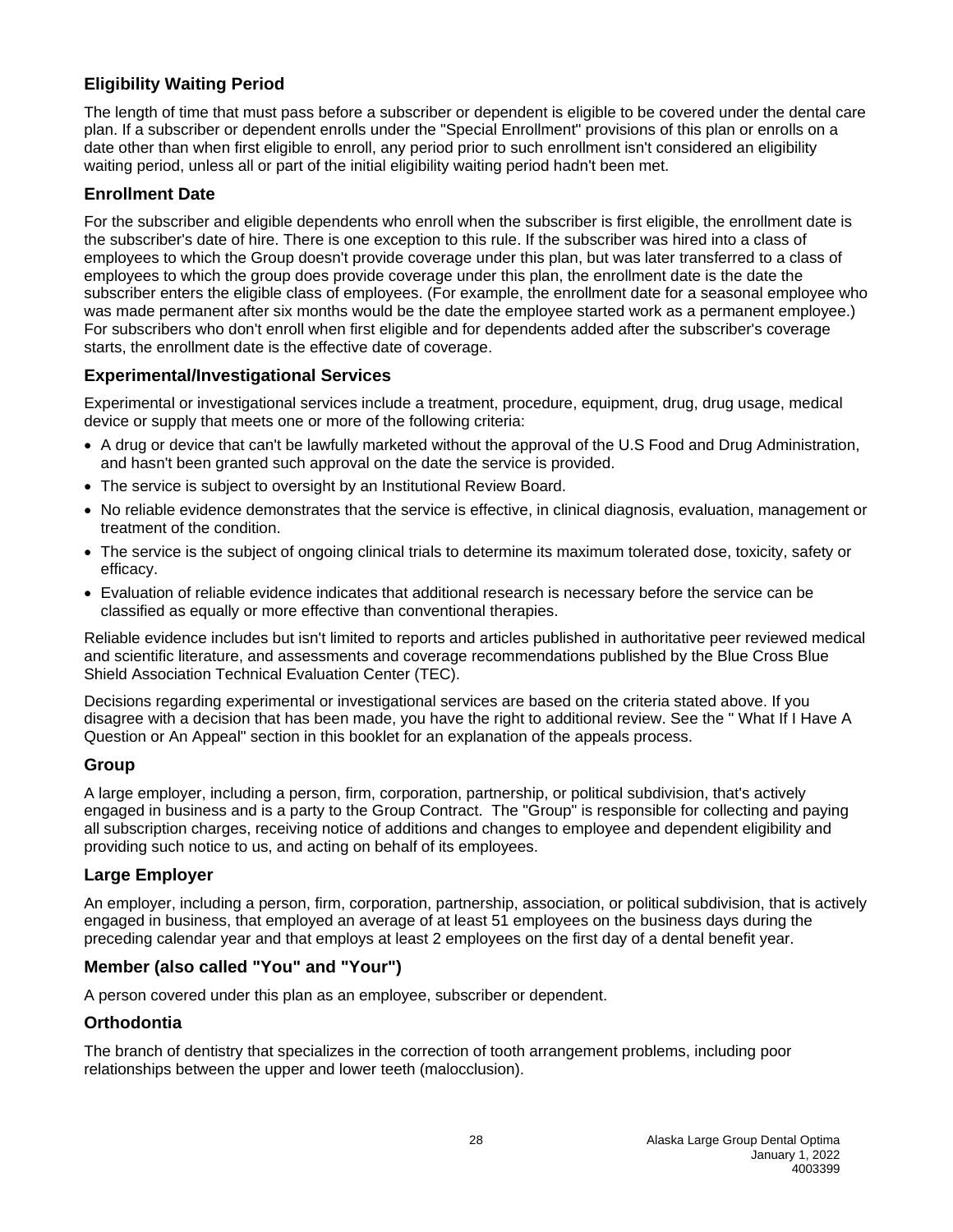### Eligibility Waiting Period

The length of time that must pass before a subscriber or dependent is eligible to be covered under the dental care plan. If a subscriber or dependent enrolls under the "Special Enrollment" provisions of this plan or enrolls on a date other than when first eligible to enroll, any period prior to such enrollment isn't considered an eligibility waiting period, unless all or part of the initial eligibility waiting period hadn't been met.

### Enrollment Date

For the subscriber and eligible dependents who enroll when the subscriber is first eligible, the enrollment date is the subscriber's date of hire. There is one exception to this rule. If the subscriber was hired into a class of employees to which the Group doesn't provide coverage under this plan, but was later transferred to a class of employees to which the group does provide coverage under this plan, the enrollment date is the date the subscriber enters the eligible class of employees. (For example, the enrollment date for a seasonal employee who was made permanent after six months would be the date the employee started work as a permanent employee.) For subscribers who don't enroll when first eligible and for dependents added after the subscriber's coverage starts, the enrollment date is the effective date of coverage.

### Experimental/Investigational Services

Experimental or investigational services include a treatment, procedure, equipment, drug, drug usage, medical device or supply that meets one or more of the following criteria:

- A drug or device that can't be lawfully marketed without the approval of the U.S Food and Drug Administration, and hasn't been granted such approval on the date the service is provided.
- The service is subject to oversight by an Institutional Review Board.
- No reliable evidence demonstrates that the service is effective, in clinical diagnosis, evaluation, management or treatment of the condition.
- The service is the subject of ongoing clinical trials to determine its maximum tolerated dose, toxicity, safety or efficacy.
- Evaluation of reliable evidence indicates that additional research is necessary before the service can be classified as equally or more effective than conventional therapies.

Reliable evidence includes but isn't limited to reports and articles published in authoritative peer reviewed medical and scientific literature, and assessments and coverage recommendations published by the Blue Cross Blue Shield Association Technical Evaluation Center (TEC).

Decisions regarding experimental or investigational services are based on the criteria stated above. If you disagree with a decision that has been made, you have the right to additional review. See the " What If I Have A Question or An Appeal" section in this booklet for an explanation of the appeals process.

### Group

A large employer, including a person, firm, corporation, partnership, or political subdivision, that's actively engaged in business and is a party to the Group Contract. The "Group" is responsible for collecting and paying all subscription charges, receiving notice of additions and changes to employee and dependent eligibility and providing such notice to us, and acting on behalf of its employees.

### Large Employer

An employer, including a person, firm, corporation, partnership, association, or political subdivision, that is actively engaged in business, that employed an average of at least 51 employees on the business days during the preceding calendar year and that employs at least 2 employees on the first day of a dental benefit year.

### Member (also called "You" and "Your")

A person covered under this plan as an employee, subscriber or dependent.

### Orthodontia

The branch of dentistry that specializes in the correction of tooth arrangement problems, including poor relationships between the upper and lower teeth (malocclusion).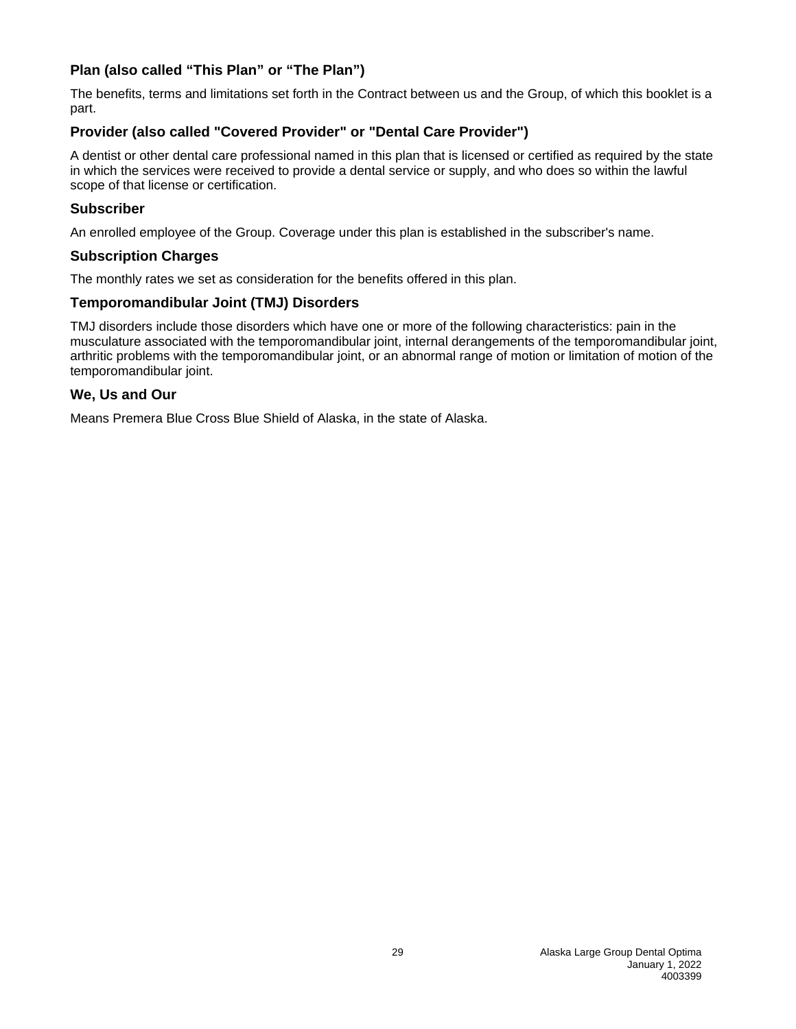### Plan (also called “This Plan” or “The Plan”)

The benefits, terms and limitations set forth in the Contract between us and the Group, of which this booklet is a part.

### Provider (also called "Covered Provider" or "Dental Care Provider")

A dentist or other dental care professional named in this plan that is licensed or certified as required by the state in which the services were received to provide a dental service or supply, and who does so within the lawful scope of that license or certification.

### Subscriber

An enrolled employee of the Group. Coverage under this plan is established in the subscriber's name.

### Subscription Charges

The monthly rates we set as consideration for the benefits offered in this plan.

### Temporomandibular Joint (TMJ) Disorders

TMJ disorders include those disorders which have one or more of the following characteristics: pain in the musculature associated with the temporomandibular joint, internal derangements of the temporomandibular joint, arthritic problems with the temporomandibular joint, or an abnormal range of motion or limitation of motion of the temporomandibular joint.

### We, Us and Our

Means Premera Blue Cross Blue Shield of Alaska, in the state of Alaska.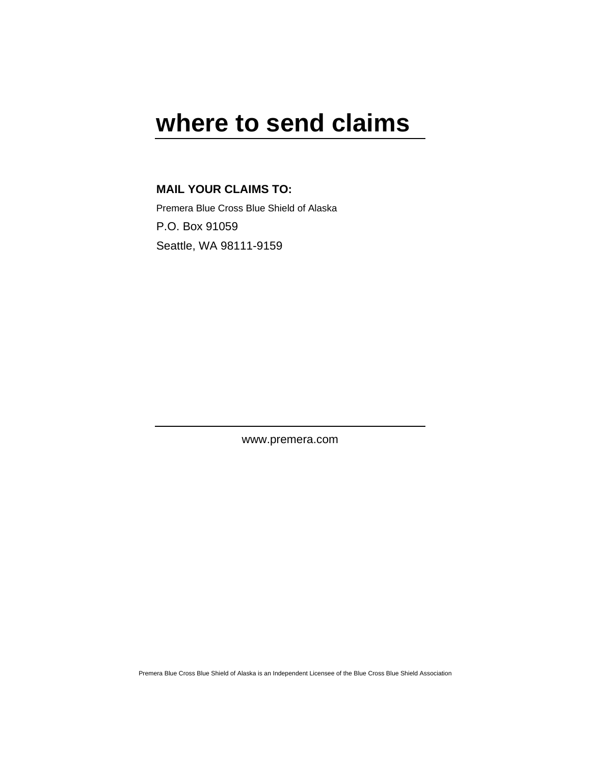# where to send claims

**MAIL YOUR CLAIMS TO:**

Premera Blue Cross Blue Shield of Alaska
P.O. Box 91059
Seattle, WA 98111-9159

www.premera.com

Premera Blue Cross Blue Shield of Alaska is an Independent Licensee of the Blue Cross Blue Shield Association